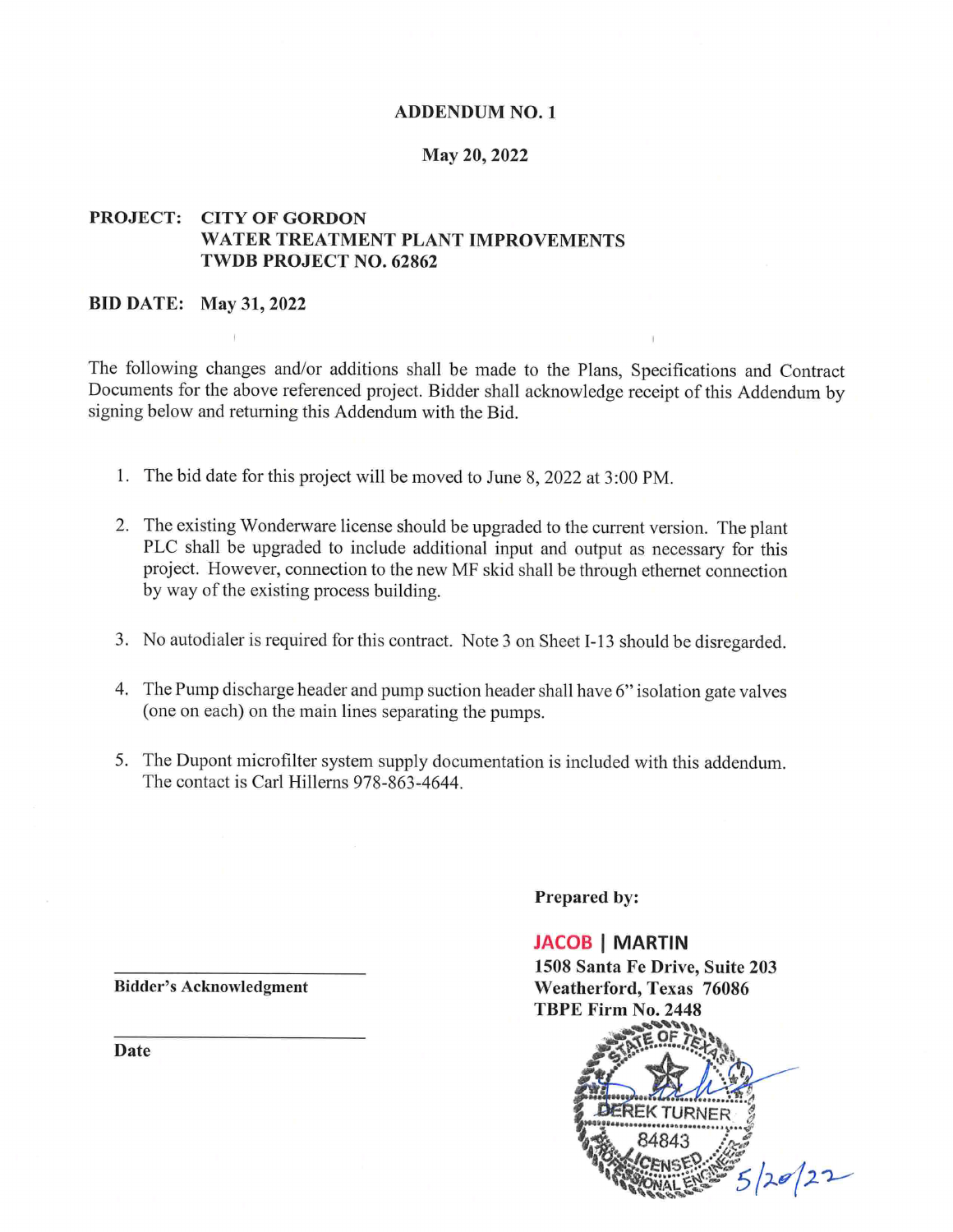**ADDENDUM NO. 1**

**May 20, 2022**

**PROJECT: CITY OF GORDON**
**WATER TREATMENT PLANT IMPROVEMENTS**
**TWDB PROJECT NO. 62862**

**BID DATE: May 31, 2022**

The following changes and/or additions shall be made to the Plans, Specifications and Contract Documents for the above referenced project. Bidder shall acknowledge receipt of this Addendum by signing below and returning this Addendum with the Bid.

1. The bid date for this project will be moved to June 8, 2022 at 3:00 PM.

2. The existing Wonderware license should be upgraded to the current version. The plant PLC shall be upgraded to include additional input and output as necessary for this project. However, connection to the new MF skid shall be through ethernet connection by way of the existing process building.

3. No autodialer is required for this contract. Note 3 on Sheet I-13 should be disregarded.

4. The Pump discharge header and pump suction header shall have 6" isolation gate valves (one on each) on the main lines separating the pumps.

5. The Dupont microfilter system supply documentation is included with this addendum. The contact is Carl Hillerns 978-863-4644.

**Prepared by:**

**JACOB | MARTIN**
**1508 Santa Fe Drive, Suite 203**
**Weatherford, Texas 76086**
**TBPE Firm No. 2448**

STATE OF TEXAS
DEREK TURNER
84843
LICENSED PROFESSIONAL ENGINEER
5/20/22

______________________
**Bidder's Acknowledgment**

______________________
**Date**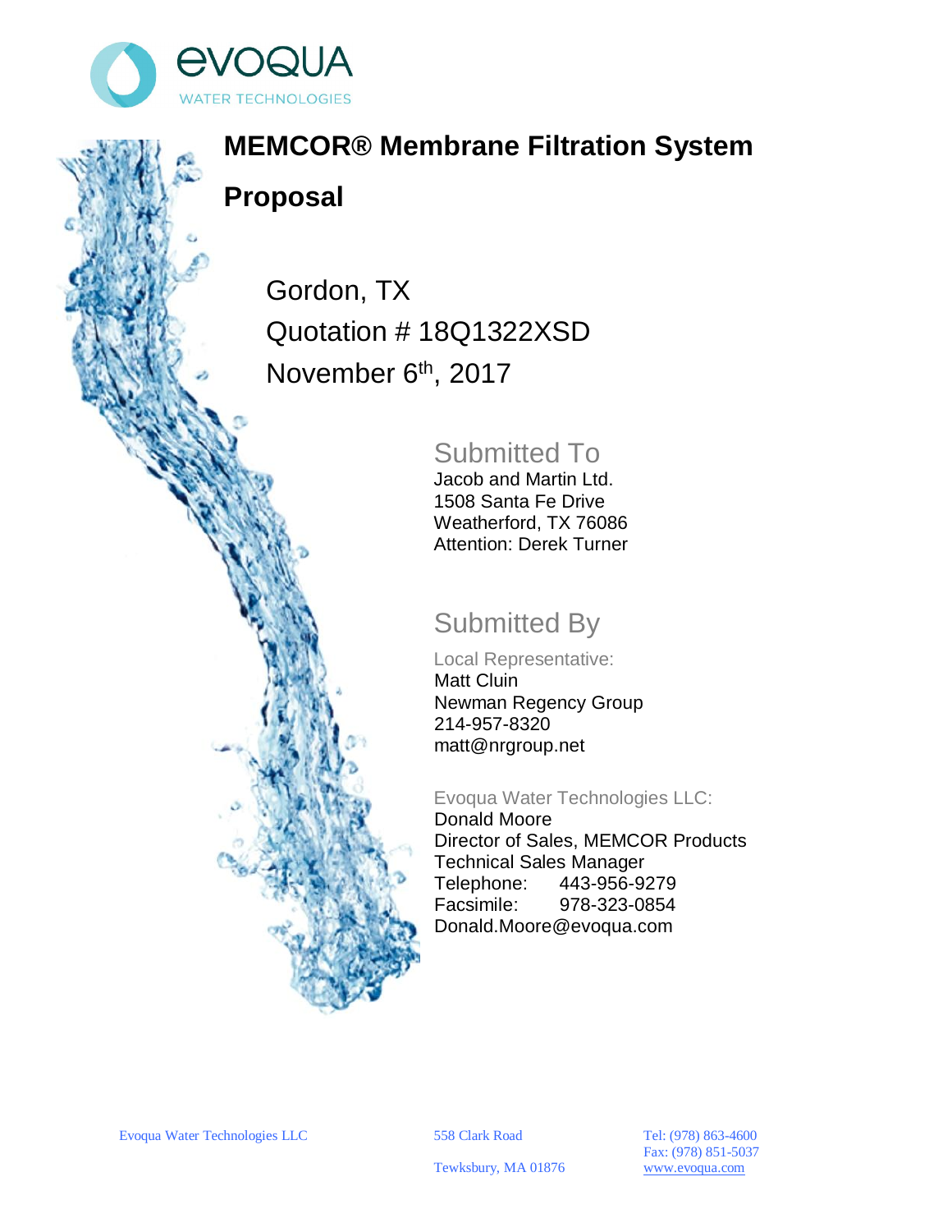# MEMCOR® Membrane Filtration System

# Proposal

Gordon, TX
Quotation # 18Q1322XSD
November 6th, 2017

## Submitted To

Jacob and Martin Ltd.
1508 Santa Fe Drive
Weatherford, TX 76086
Attention: Derek Turner

## Submitted By

Local Representative:
Matt Cluin
Newman Regency Group
214-957-8320
matt@nrgroup.net

Evoqua Water Technologies LLC:
Donald Moore
Director of Sales, MEMCOR Products
Technical Sales Manager
Telephone: 443-956-9279
Facsimile: 978-323-0854
Donald.Moore@evoqua.com

Evoqua Water Technologies LLC
558 Clark Road
Tewksbury, MA 01876
Tel: (978) 863-4600
Fax: (978) 851-5037
www.evoqua.com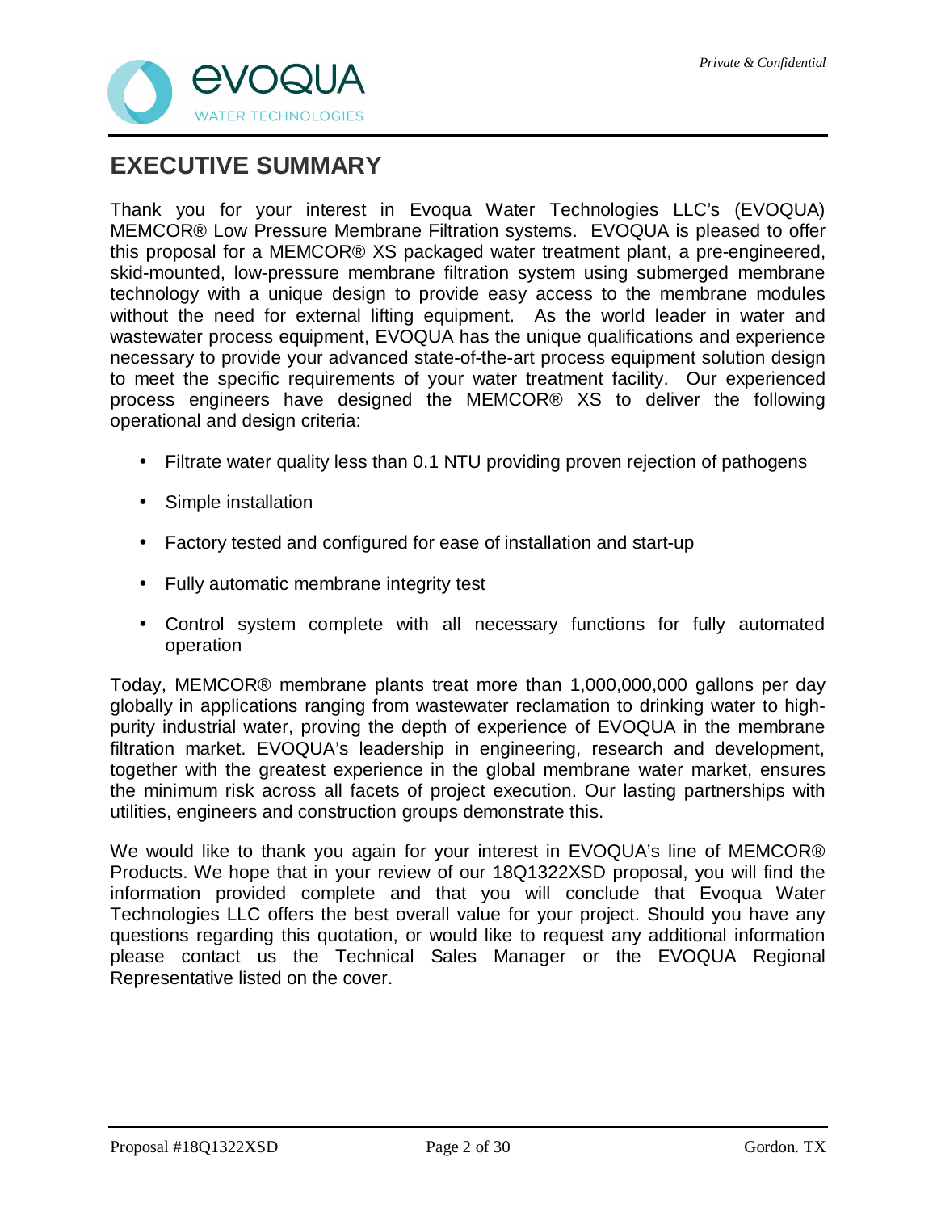# EXECUTIVE SUMMARY

Thank you for your interest in Evoqua Water Technologies LLC's (EVOQUA) MEMCOR® Low Pressure Membrane Filtration systems. EVOQUA is pleased to offer this proposal for a MEMCOR® XS packaged water treatment plant, a pre-engineered, skid-mounted, low-pressure membrane filtration system using submerged membrane technology with a unique design to provide easy access to the membrane modules without the need for external lifting equipment. As the world leader in water and wastewater process equipment, EVOQUA has the unique qualifications and experience necessary to provide your advanced state-of-the-art process equipment solution design to meet the specific requirements of your water treatment facility. Our experienced process engineers have designed the MEMCOR® XS to deliver the following operational and design criteria:

- Filtrate water quality less than 0.1 NTU providing proven rejection of pathogens
- Simple installation
- Factory tested and configured for ease of installation and start-up
- Fully automatic membrane integrity test
- Control system complete with all necessary functions for fully automated operation

Today, MEMCOR® membrane plants treat more than 1,000,000,000 gallons per day globally in applications ranging from wastewater reclamation to drinking water to high-purity industrial water, proving the depth of experience of EVOQUA in the membrane filtration market. EVOQUA's leadership in engineering, research and development, together with the greatest experience in the global membrane water market, ensures the minimum risk across all facets of project execution. Our lasting partnerships with utilities, engineers and construction groups demonstrate this.

We would like to thank you again for your interest in EVOQUA's line of MEMCOR® Products. We hope that in your review of our 18Q1322XSD proposal, you will find the information provided complete and that you will conclude that Evoqua Water Technologies LLC offers the best overall value for your project. Should you have any questions regarding this quotation, or would like to request any additional information please contact us the Technical Sales Manager or the EVOQUA Regional Representative listed on the cover.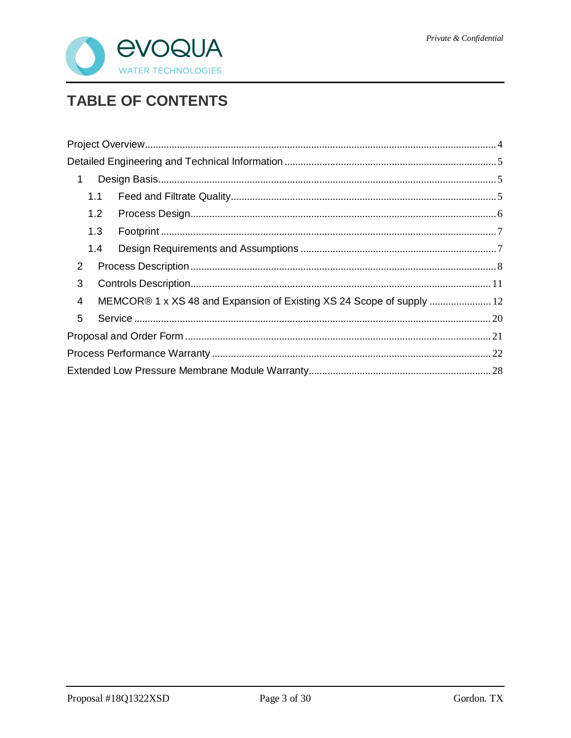# TABLE OF CONTENTS

Project Overview....................................................................................................4

Detailed Engineering and Technical Information....................................................5

1 Design Basis.......................................................................................................5

1.1 Feed and Filtrate Quality..................................................................................5

1.2 Process Design...................................................................................................6

1.3 Footprint............................................................................................................7

1.4 Design Requirements and Assumptions ..........................................................7

2 Process Description...........................................................................................8

3 Controls Description.........................................................................................11

4 MEMCOR® 1 x XS 48 and Expansion of Existing XS 24 Scope of supply .......................12

5 Service ...............................................................................................................20

Proposal and Order Form .......................................................................................21

Process Performance Warranty ..............................................................................22

Extended Low Pressure Membrane Module Warranty............................................28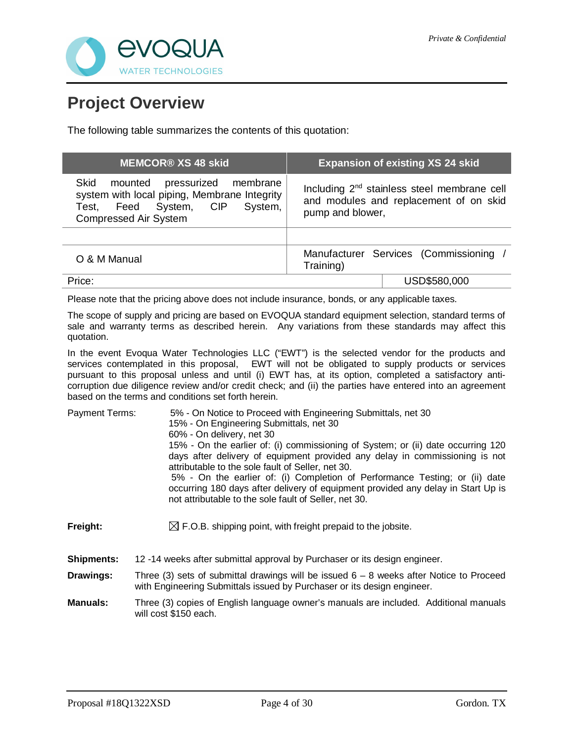# Project Overview

The following table summarizes the contents of this quotation:

| MEMCOR® XS 48 skid | Expansion of existing XS 24 skid | |
|---|---|---|
| Skid mounted pressurized membrane system with local piping, Membrane Integrity Test, Feed System, CIP System, Compressed Air System | Including 2nd stainless steel membrane cell and modules and replacement of on skid pump and blower, | |
| | | |
| O & M Manual | Manufacturer Services (Commissioning / Training) | |
| Price: | | USD$580,000 |

Please note that the pricing above does not include insurance, bonds, or any applicable taxes.

The scope of supply and pricing are based on EVOQUA standard equipment selection, standard terms of sale and warranty terms as described herein. Any variations from these standards may affect this quotation.

In the event Evoqua Water Technologies LLC ("EWT") is the selected vendor for the products and services contemplated in this proposal, EWT will not be obligated to supply products or services pursuant to this proposal unless and until (i) EWT has, at its option, completed a satisfactory anti-corruption due diligence review and/or credit check; and (ii) the parties have entered into an agreement based on the terms and conditions set forth herein.

Payment Terms:

5% - On Notice to Proceed with Engineering Submittals, net 30
15% - On Engineering Submittals, net 30
60% - On delivery, net 30
15% - On the earlier of: (i) commissioning of System; or (ii) date occurring 120 days after delivery of equipment provided any delay in commissioning is not attributable to the sole fault of Seller, net 30.
5% - On the earlier of: (i) Completion of Performance Testing; or (ii) date occurring 180 days after delivery of equipment provided any delay in Start Up is not attributable to the sole fault of Seller, net 30.

**Freight:** ☒ F.O.B. shipping point, with freight prepaid to the jobsite.

**Shipments:** 12 -14 weeks after submittal approval by Purchaser or its design engineer.

**Drawings:** Three (3) sets of submittal drawings will be issued 6 – 8 weeks after Notice to Proceed with Engineering Submittals issued by Purchaser or its design engineer.

**Manuals:** Three (3) copies of English language owner's manuals are included. Additional manuals will cost $150 each.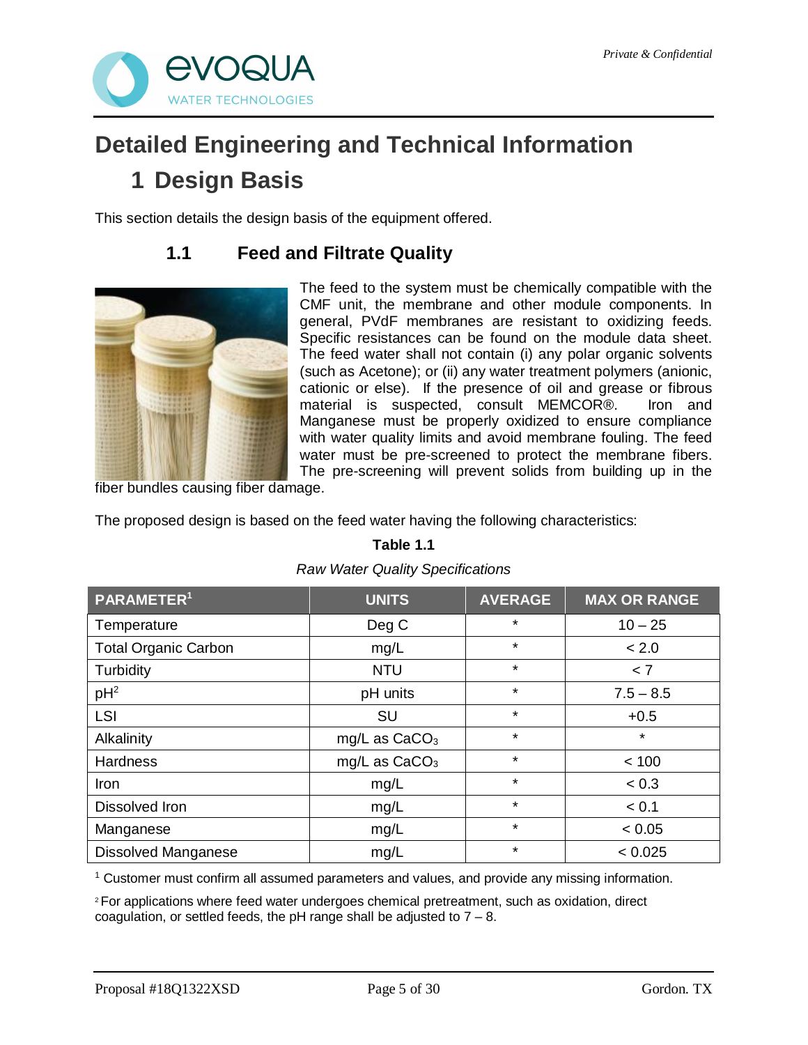# Detailed Engineering and Technical Information

## 1 Design Basis

This section details the design basis of the equipment offered.

### 1.1 Feed and Filtrate Quality

The feed to the system must be chemically compatible with the CMF unit, the membrane and other module components. In general, PVdF membranes are resistant to oxidizing feeds. Specific resistances can be found on the module data sheet. The feed water shall not contain (i) any polar organic solvents (such as Acetone); or (ii) any water treatment polymers (anionic, cationic or else). If the presence of oil and grease or fibrous material is suspected, consult MEMCOR®. Iron and Manganese must be properly oxidized to ensure compliance with water quality limits and avoid membrane fouling. The feed water must be pre-screened to protect the membrane fibers. The pre-screening will prevent solids from building up in the fiber bundles causing fiber damage.

The proposed design is based on the feed water having the following characteristics:

**Table 1.1**

*Raw Water Quality Specifications*

| PARAMETER[1] | UNITS | AVERAGE | MAX OR RANGE |
|---|---|---|---|
| Temperature | Deg C | * | 10 – 25 |
| Total Organic Carbon | mg/L | * | < 2.0 |
| Turbidity | NTU | * | < 7 |
| pH[2] | pH units | * | 7.5 – 8.5 |
| LSI | SU | * | +0.5 |
| Alkalinity | mg/L as $CaCO_3$ | * | * |
| Hardness | mg/L as $CaCO_3$ | * | < 100 |
| Iron | mg/L | * | < 0.3 |
| Dissolved Iron | mg/L | * | < 0.1 |
| Manganese | mg/L | * | < 0.05 |
| Dissolved Manganese | mg/L | * | < 0.025 |

[1] Customer must confirm all assumed parameters and values, and provide any missing information.

[2] For applications where feed water undergoes chemical pretreatment, such as oxidation, direct coagulation, or settled feeds, the pH range shall be adjusted to 7 – 8.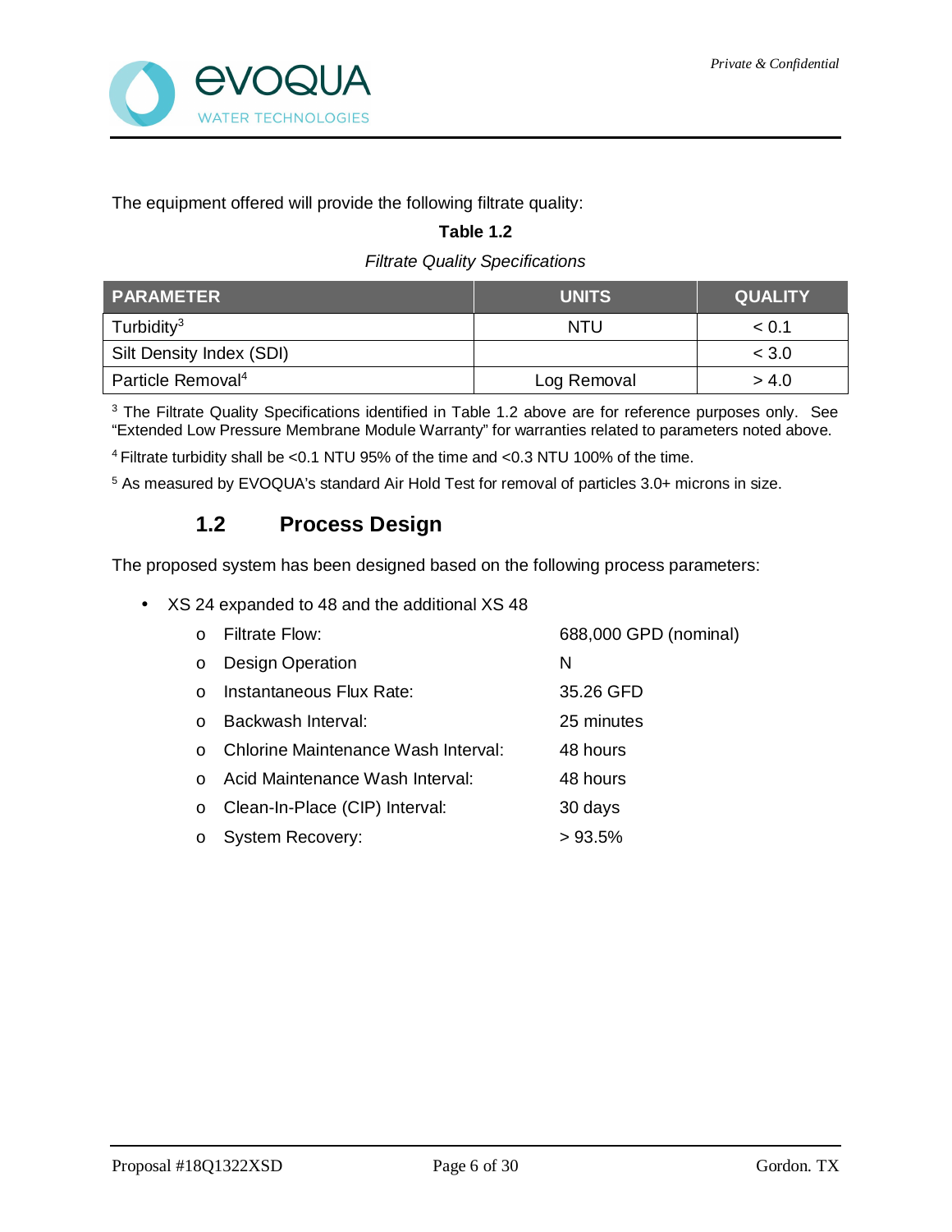The equipment offered will provide the following filtrate quality:

**Table 1.2**

*Filtrate Quality Specifications*

| PARAMETER | UNITS | QUALITY |
|---|---|---|
| Turbidity[3] | NTU | < 0.1 |
| Silt Density Index (SDI) | | < 3.0 |
| Particle Removal[4] | Log Removal | > 4.0 |

[3] The Filtrate Quality Specifications identified in Table 1.2 above are for reference purposes only. See "Extended Low Pressure Membrane Module Warranty" for warranties related to parameters noted above.

[4] Filtrate turbidity shall be <0.1 NTU 95% of the time and <0.3 NTU 100% of the time.

[5] As measured by EVOQUA's standard Air Hold Test for removal of particles 3.0+ microns in size.

## 1.2 Process Design

The proposed system has been designed based on the following process parameters:

- XS 24 expanded to 48 and the additional XS 48
  - Filtrate Flow: 688,000 GPD (nominal)
  - Design Operation N
  - Instantaneous Flux Rate: 35.26 GFD
  - Backwash Interval: 25 minutes
  - Chlorine Maintenance Wash Interval: 48 hours
  - Acid Maintenance Wash Interval: 48 hours
  - Clean-In-Place (CIP) Interval: 30 days
  - System Recovery: > 93.5%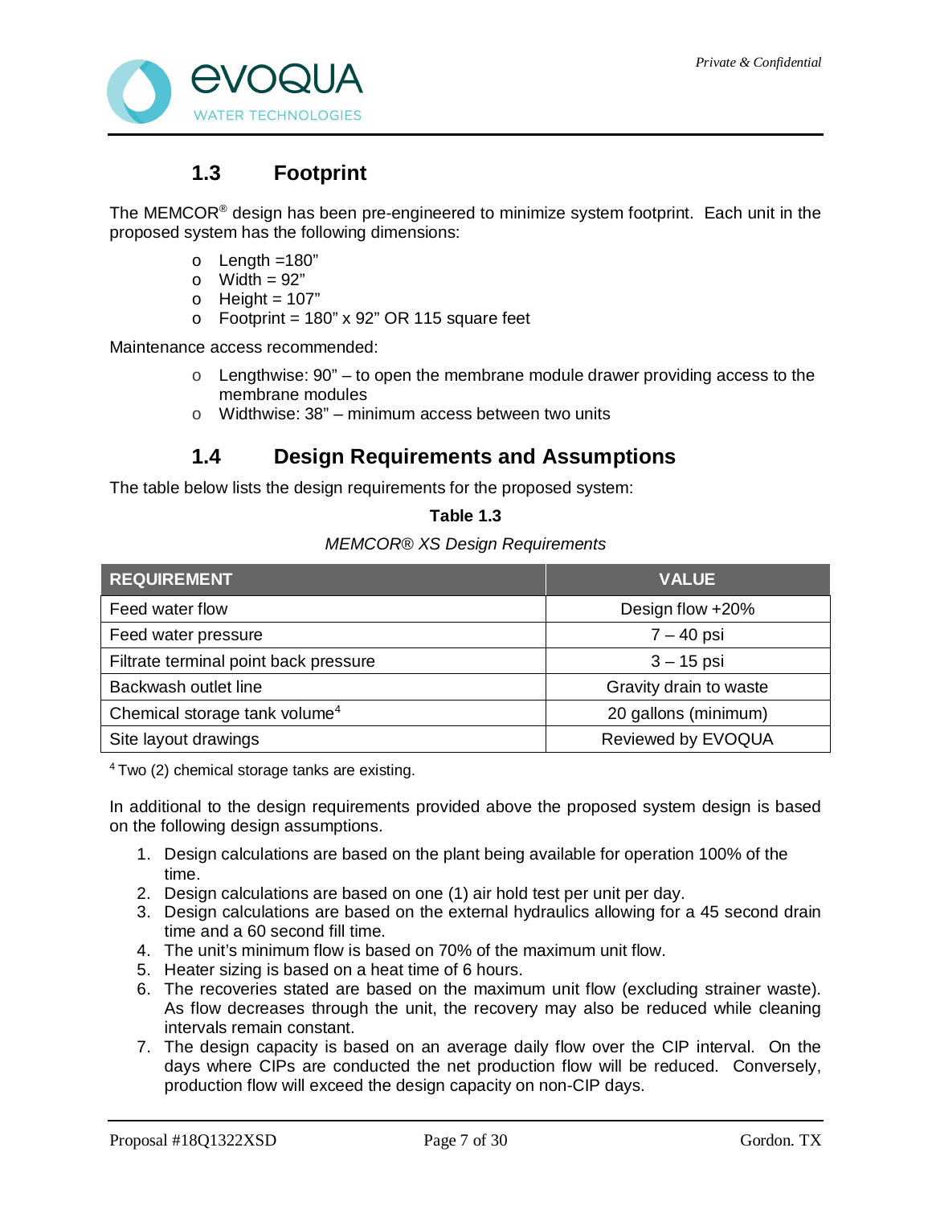## 1.3 Footprint

The MEMCOR® design has been pre-engineered to minimize system footprint. Each unit in the proposed system has the following dimensions:

- Length =180"
- Width = 92"
- Height = 107"
- Footprint = 180" x 92" OR 115 square feet

Maintenance access recommended:

- Lengthwise: 90" – to open the membrane module drawer providing access to the membrane modules
- Widthwise: 38" – minimum access between two units

## 1.4 Design Requirements and Assumptions

The table below lists the design requirements for the proposed system:

**Table 1.3**

*MEMCOR® XS Design Requirements*

| REQUIREMENT | VALUE |
|---|---|
| Feed water flow | Design flow +20% |
| Feed water pressure | 7 – 40 psi |
| Filtrate terminal point back pressure | 3 – 15 psi |
| Backwash outlet line | Gravity drain to waste |
| Chemical storage tank volume[4] | 20 gallons (minimum) |
| Site layout drawings | Reviewed by EVOQUA |

[4] Two (2) chemical storage tanks are existing.

In additional to the design requirements provided above the proposed system design is based on the following design assumptions.

1. Design calculations are based on the plant being available for operation 100% of the time.
2. Design calculations are based on one (1) air hold test per unit per day.
3. Design calculations are based on the external hydraulics allowing for a 45 second drain time and a 60 second fill time.
4. The unit's minimum flow is based on 70% of the maximum unit flow.
5. Heater sizing is based on a heat time of 6 hours.
6. The recoveries stated are based on the maximum unit flow (excluding strainer waste). As flow decreases through the unit, the recovery may also be reduced while cleaning intervals remain constant.
7. The design capacity is based on an average daily flow over the CIP interval. On the days where CIPs are conducted the net production flow will be reduced. Conversely, production flow will exceed the design capacity on non-CIP days.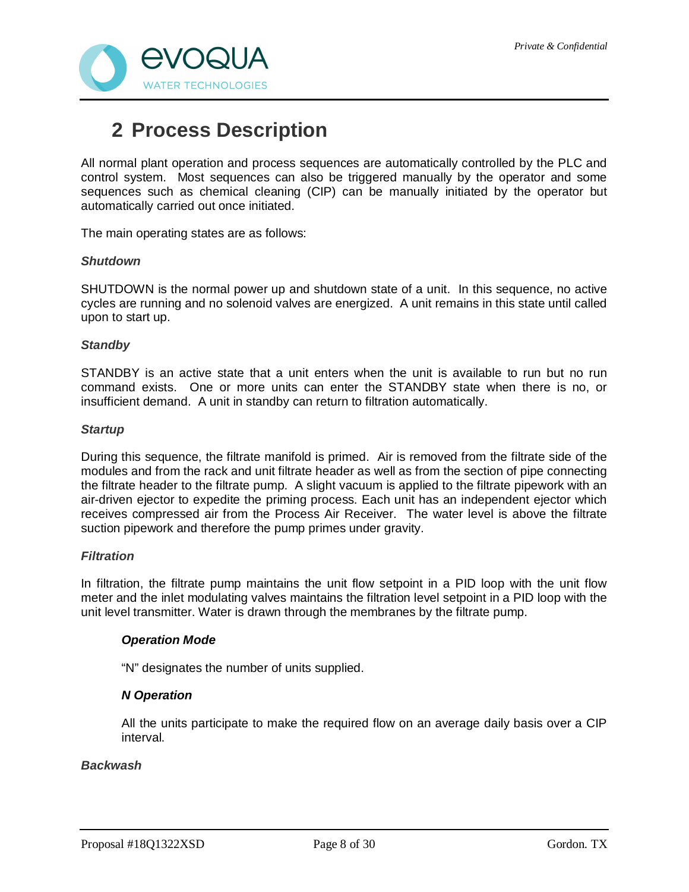# 2 Process Description

All normal plant operation and process sequences are automatically controlled by the PLC and control system. Most sequences can also be triggered manually by the operator and some sequences such as chemical cleaning (CIP) can be manually initiated by the operator but automatically carried out once initiated.

The main operating states are as follows:

***Shutdown***

SHUTDOWN is the normal power up and shutdown state of a unit. In this sequence, no active cycles are running and no solenoid valves are energized. A unit remains in this state until called upon to start up.

***Standby***

STANDBY is an active state that a unit enters when the unit is available to run but no run command exists. One or more units can enter the STANDBY state when there is no, or insufficient demand. A unit in standby can return to filtration automatically.

***Startup***

During this sequence, the filtrate manifold is primed. Air is removed from the filtrate side of the modules and from the rack and unit filtrate header as well as from the section of pipe connecting the filtrate header to the filtrate pump. A slight vacuum is applied to the filtrate pipework with an air-driven ejector to expedite the priming process. Each unit has an independent ejector which receives compressed air from the Process Air Receiver. The water level is above the filtrate suction pipework and therefore the pump primes under gravity.

***Filtration***

In filtration, the filtrate pump maintains the unit flow setpoint in a PID loop with the unit flow meter and the inlet modulating valves maintains the filtration level setpoint in a PID loop with the unit level transmitter. Water is drawn through the membranes by the filtrate pump.

> ***Operation Mode***
>
> "N" designates the number of units supplied.
>
> ***N Operation***
>
> All the units participate to make the required flow on an average daily basis over a CIP interval.

***Backwash***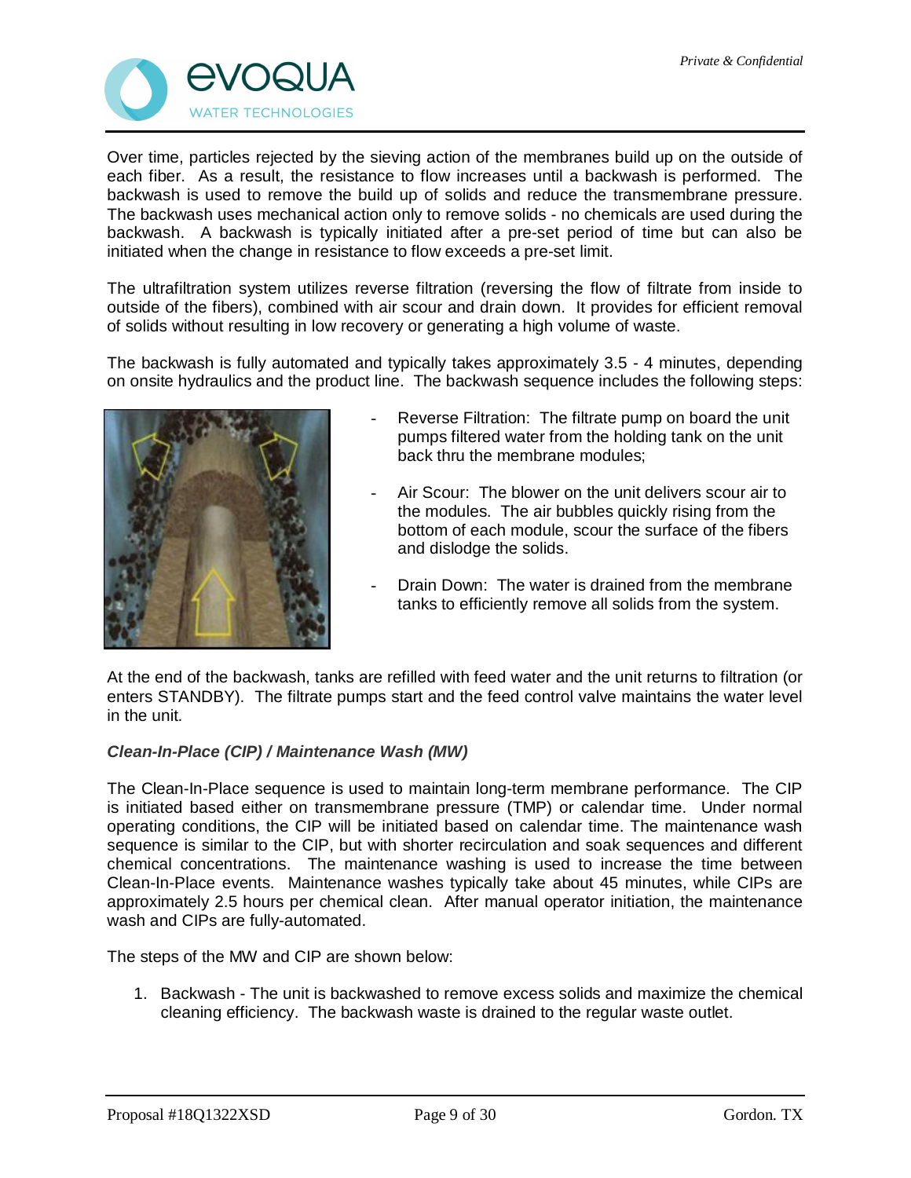Over time, particles rejected by the sieving action of the membranes build up on the outside of each fiber. As a result, the resistance to flow increases until a backwash is performed. The backwash is used to remove the build up of solids and reduce the transmembrane pressure. The backwash uses mechanical action only to remove solids - no chemicals are used during the backwash. A backwash is typically initiated after a pre-set period of time but can also be initiated when the change in resistance to flow exceeds a pre-set limit.

The ultrafiltration system utilizes reverse filtration (reversing the flow of filtrate from inside to outside of the fibers), combined with air scour and drain down. It provides for efficient removal of solids without resulting in low recovery or generating a high volume of waste.

The backwash is fully automated and typically takes approximately 3.5 - 4 minutes, depending on onsite hydraulics and the product line. The backwash sequence includes the following steps:

- Reverse Filtration: The filtrate pump on board the unit pumps filtered water from the holding tank on the unit back thru the membrane modules;
- Air Scour: The blower on the unit delivers scour air to the modules. The air bubbles quickly rising from the bottom of each module, scour the surface of the fibers and dislodge the solids.
- Drain Down: The water is drained from the membrane tanks to efficiently remove all solids from the system.

At the end of the backwash, tanks are refilled with feed water and the unit returns to filtration (or enters STANDBY). The filtrate pumps start and the feed control valve maintains the water level in the unit.

***Clean-In-Place (CIP) / Maintenance Wash (MW)***

The Clean-In-Place sequence is used to maintain long-term membrane performance. The CIP is initiated based either on transmembrane pressure (TMP) or calendar time. Under normal operating conditions, the CIP will be initiated based on calendar time. The maintenance wash sequence is similar to the CIP, but with shorter recirculation and soak sequences and different chemical concentrations. The maintenance washing is used to increase the time between Clean-In-Place events. Maintenance washes typically take about 45 minutes, while CIPs are approximately 2.5 hours per chemical clean. After manual operator initiation, the maintenance wash and CIPs are fully-automated.

The steps of the MW and CIP are shown below:

1. Backwash - The unit is backwashed to remove excess solids and maximize the chemical cleaning efficiency. The backwash waste is drained to the regular waste outlet.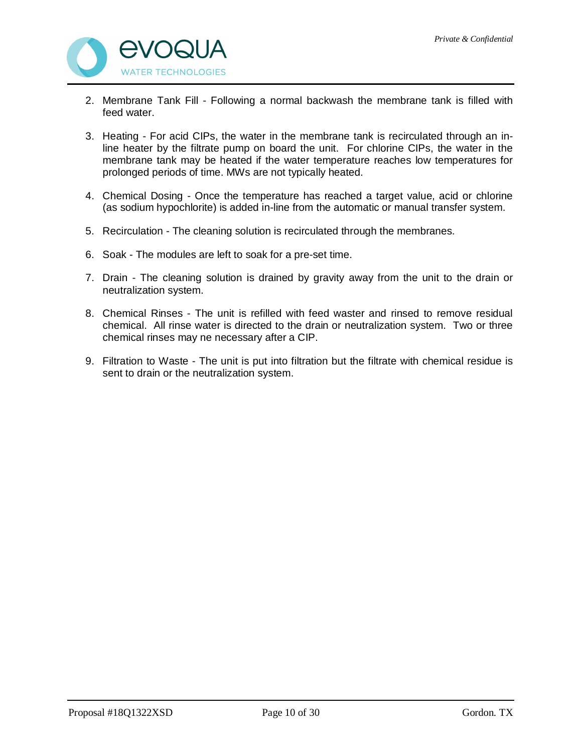2. Membrane Tank Fill - Following a normal backwash the membrane tank is filled with feed water.

3. Heating - For acid CIPs, the water in the membrane tank is recirculated through an in-line heater by the filtrate pump on board the unit. For chlorine CIPs, the water in the membrane tank may be heated if the water temperature reaches low temperatures for prolonged periods of time. MWs are not typically heated.

4. Chemical Dosing - Once the temperature has reached a target value, acid or chlorine (as sodium hypochlorite) is added in-line from the automatic or manual transfer system.

5. Recirculation - The cleaning solution is recirculated through the membranes.

6. Soak - The modules are left to soak for a pre-set time.

7. Drain - The cleaning solution is drained by gravity away from the unit to the drain or neutralization system.

8. Chemical Rinses - The unit is refilled with feed waster and rinsed to remove residual chemical. All rinse water is directed to the drain or neutralization system. Two or three chemical rinses may ne necessary after a CIP.

9. Filtration to Waste - The unit is put into filtration but the filtrate with chemical residue is sent to drain or the neutralization system.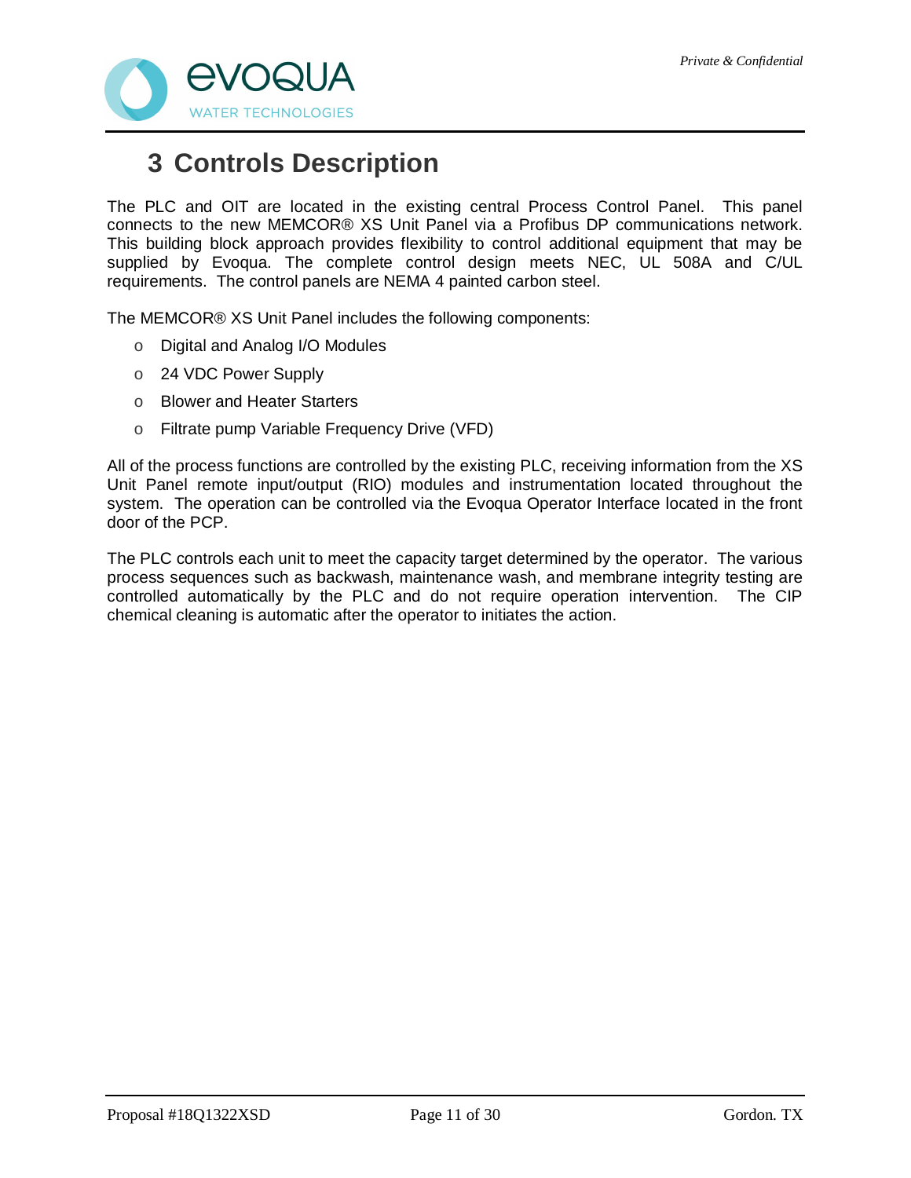# 3 Controls Description

The PLC and OIT are located in the existing central Process Control Panel. This panel connects to the new MEMCOR® XS Unit Panel via a Profibus DP communications network. This building block approach provides flexibility to control additional equipment that may be supplied by Evoqua. The complete control design meets NEC, UL 508A and C/UL requirements. The control panels are NEMA 4 painted carbon steel.

The MEMCOR® XS Unit Panel includes the following components:

- Digital and Analog I/O Modules
- 24 VDC Power Supply
- Blower and Heater Starters
- Filtrate pump Variable Frequency Drive (VFD)

All of the process functions are controlled by the existing PLC, receiving information from the XS Unit Panel remote input/output (RIO) modules and instrumentation located throughout the system. The operation can be controlled via the Evoqua Operator Interface located in the front door of the PCP.

The PLC controls each unit to meet the capacity target determined by the operator. The various process sequences such as backwash, maintenance wash, and membrane integrity testing are controlled automatically by the PLC and do not require operation intervention. The CIP chemical cleaning is automatic after the operator to initiates the action.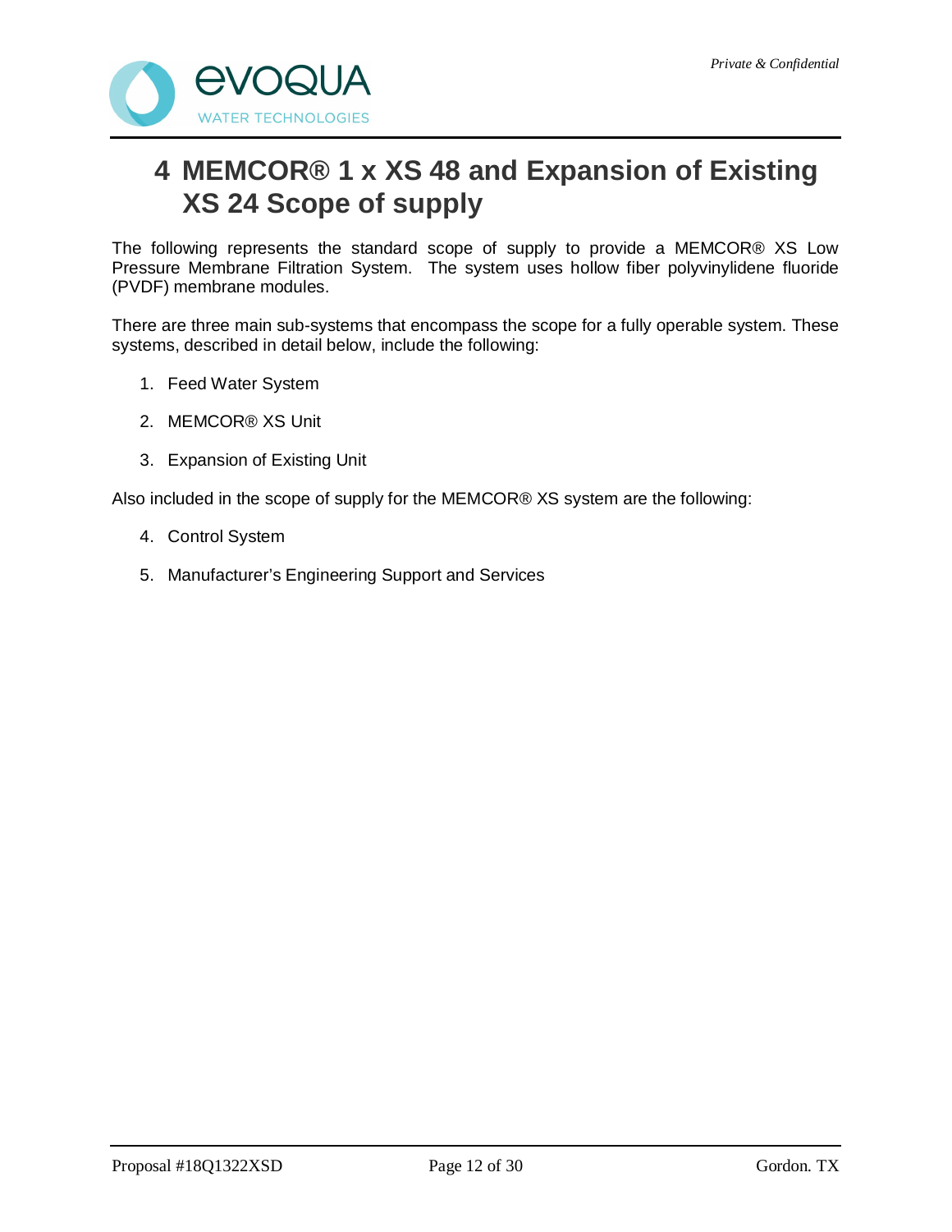# 4 MEMCOR® 1 x XS 48 and Expansion of Existing XS 24 Scope of supply

The following represents the standard scope of supply to provide a MEMCOR® XS Low Pressure Membrane Filtration System. The system uses hollow fiber polyvinylidene fluoride (PVDF) membrane modules.

There are three main sub-systems that encompass the scope for a fully operable system. These systems, described in detail below, include the following:

1. Feed Water System
2. MEMCOR® XS Unit
3. Expansion of Existing Unit

Also included in the scope of supply for the MEMCOR® XS system are the following:

4. Control System
5. Manufacturer's Engineering Support and Services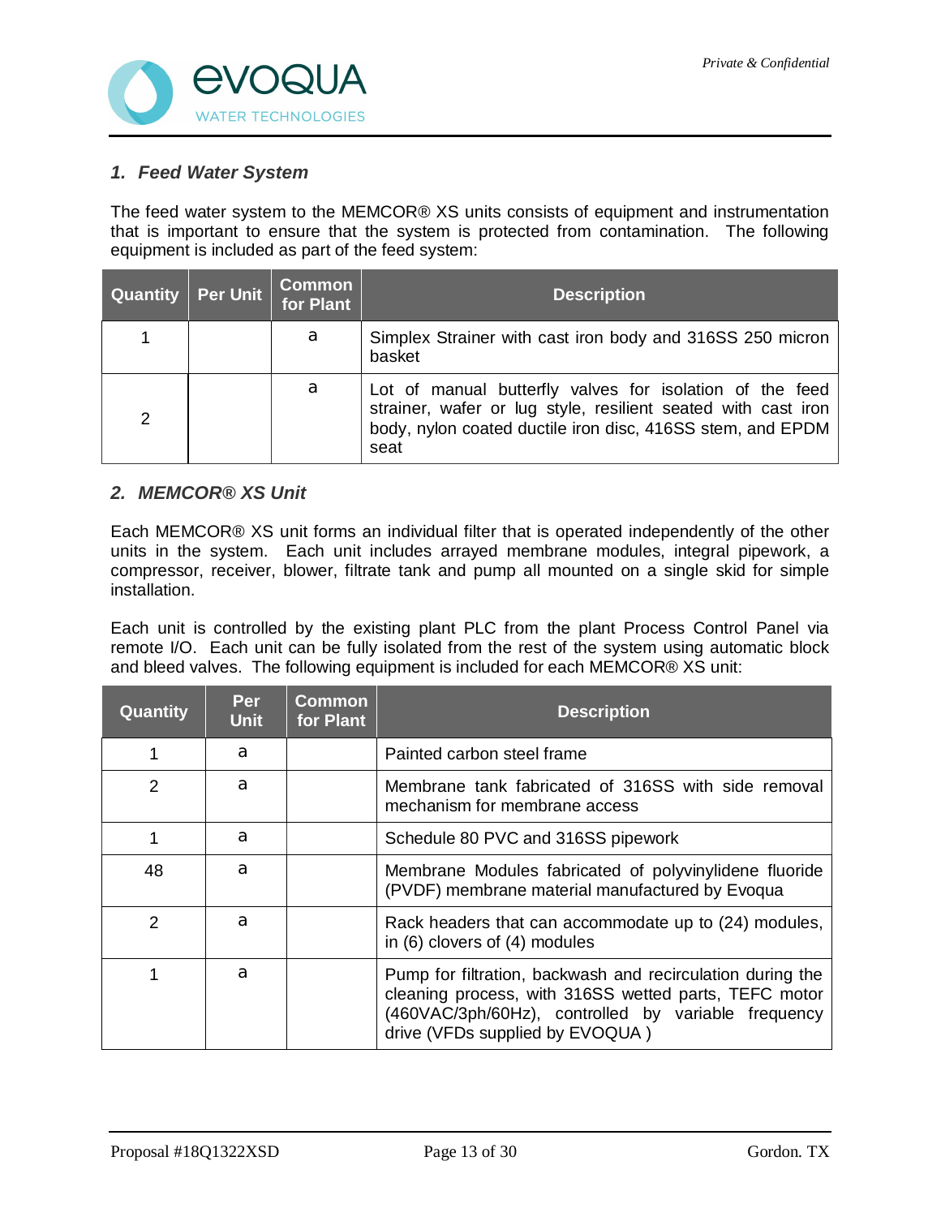## 1. Feed Water System

The feed water system to the MEMCOR® XS units consists of equipment and instrumentation that is important to ensure that the system is protected from contamination. The following equipment is included as part of the feed system:

| Quantity | Per Unit | Common for Plant | Description |
|---|---|---|---|
| 1 | | a | Simplex Strainer with cast iron body and 316SS 250 micron basket |
| 2 | | a | Lot of manual butterfly valves for isolation of the feed strainer, wafer or lug style, resilient seated with cast iron body, nylon coated ductile iron disc, 416SS stem, and EPDM seat |

## 2. MEMCOR® XS Unit

Each MEMCOR® XS unit forms an individual filter that is operated independently of the other units in the system. Each unit includes arrayed membrane modules, integral pipework, a compressor, receiver, blower, filtrate tank and pump all mounted on a single skid for simple installation.

Each unit is controlled by the existing plant PLC from the plant Process Control Panel via remote I/O. Each unit can be fully isolated from the rest of the system using automatic block and bleed valves. The following equipment is included for each MEMCOR® XS unit:

| Quantity | Per Unit | Common for Plant | Description |
|---|---|---|---|
| 1 | a | | Painted carbon steel frame |
| 2 | a | | Membrane tank fabricated of 316SS with side removal mechanism for membrane access |
| 1 | a | | Schedule 80 PVC and 316SS pipework |
| 48 | a | | Membrane Modules fabricated of polyvinylidene fluoride (PVDF) membrane material manufactured by Evoqua |
| 2 | a | | Rack headers that can accommodate up to (24) modules, in (6) clovers of (4) modules |
| 1 | a | | Pump for filtration, backwash and recirculation during the cleaning process, with 316SS wetted parts, TEFC motor (460VAC/3ph/60Hz), controlled by variable frequency drive (VFDs supplied by EVOQUA ) |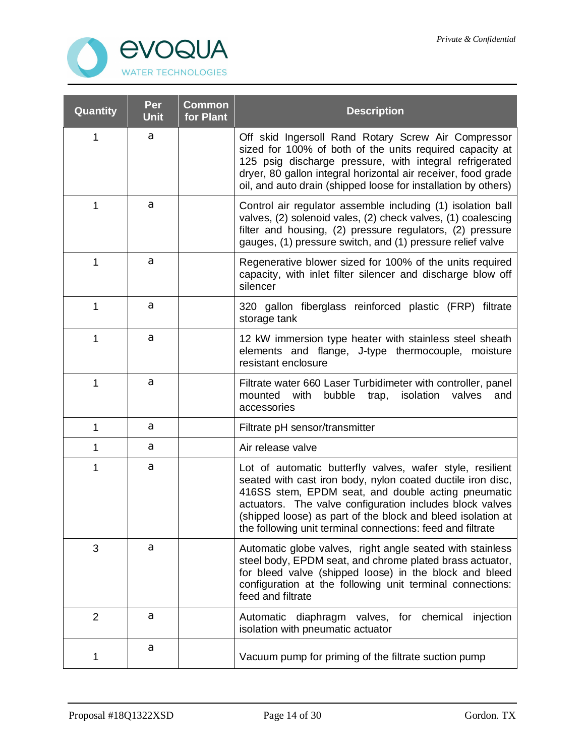| Quantity | Per Unit | Common for Plant | Description |
|---|---|---|---|
| 1 | a | | Off skid Ingersoll Rand Rotary Screw Air Compressor sized for 100% of both of the units required capacity at 125 psig discharge pressure, with integral refrigerated dryer, 80 gallon integral horizontal air receiver, food grade oil, and auto drain (shipped loose for installation by others) |
| 1 | a | | Control air regulator assemble including (1) isolation ball valves, (2) solenoid vales, (2) check valves, (1) coalescing filter and housing, (2) pressure regulators, (2) pressure gauges, (1) pressure switch, and (1) pressure relief valve |
| 1 | a | | Regenerative blower sized for 100% of the units required capacity, with inlet filter silencer and discharge blow off silencer |
| 1 | a | | 320 gallon fiberglass reinforced plastic (FRP) filtrate storage tank |
| 1 | a | | 12 kW immersion type heater with stainless steel sheath elements and flange, J-type thermocouple, moisture resistant enclosure |
| 1 | a | | Filtrate water 660 Laser Turbidimeter with controller, panel mounted with bubble trap, isolation valves and accessories |
| 1 | a | | Filtrate pH sensor/transmitter |
| 1 | a | | Air release valve |
| 1 | a | | Lot of automatic butterfly valves, wafer style, resilient seated with cast iron body, nylon coated ductile iron disc, 416SS stem, EPDM seat, and double acting pneumatic actuators. The valve configuration includes block valves (shipped loose) as part of the block and bleed isolation at the following unit terminal connections: feed and filtrate |
| 3 | a | | Automatic globe valves, right angle seated with stainless steel body, EPDM seat, and chrome plated brass actuator, for bleed valve (shipped loose) in the block and bleed configuration at the following unit terminal connections: feed and filtrate |
| 2 | a | | Automatic diaphragm valves, for chemical injection isolation with pneumatic actuator |
| 1 | a | | Vacuum pump for priming of the filtrate suction pump |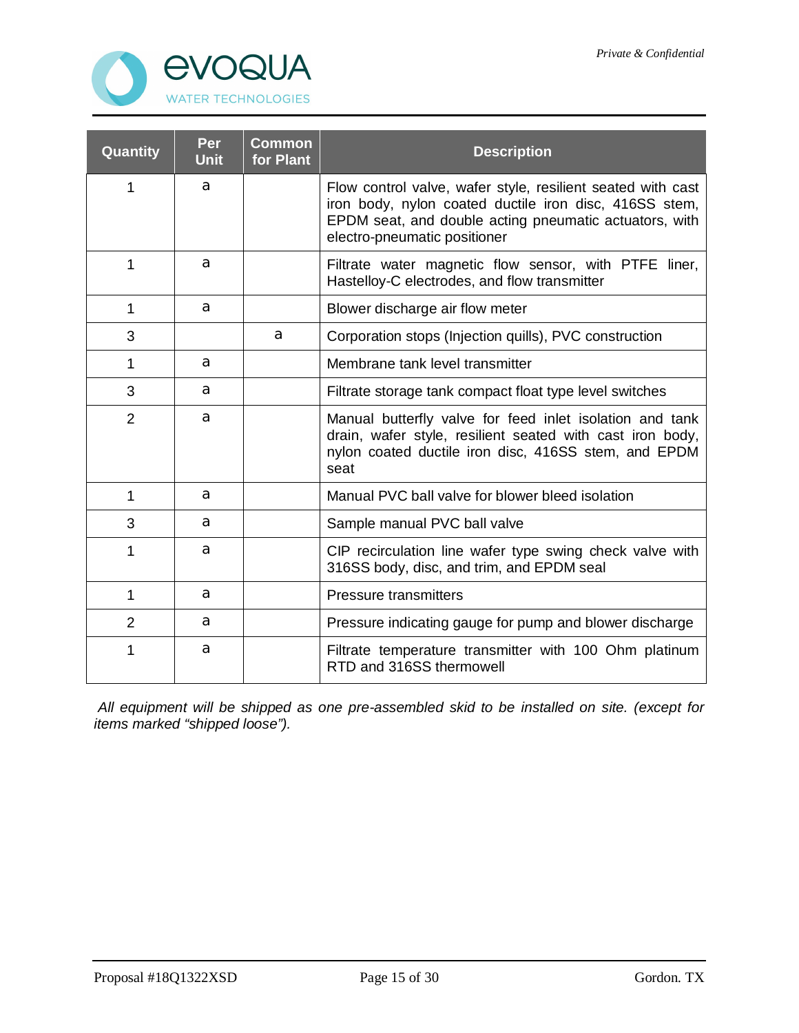| Quantity | Per Unit | Common for Plant | Description |
|---|---|---|---|
| 1 | a | | Flow control valve, wafer style, resilient seated with cast iron body, nylon coated ductile iron disc, 416SS stem, EPDM seat, and double acting pneumatic actuators, with electro-pneumatic positioner |
| 1 | a | | Filtrate water magnetic flow sensor, with PTFE liner, Hastelloy-C electrodes, and flow transmitter |
| 1 | a | | Blower discharge air flow meter |
| 3 | | a | Corporation stops (Injection quills), PVC construction |
| 1 | a | | Membrane tank level transmitter |
| 3 | a | | Filtrate storage tank compact float type level switches |
| 2 | a | | Manual butterfly valve for feed inlet isolation and tank drain, wafer style, resilient seated with cast iron body, nylon coated ductile iron disc, 416SS stem, and EPDM seat |
| 1 | a | | Manual PVC ball valve for blower bleed isolation |
| 3 | a | | Sample manual PVC ball valve |
| 1 | a | | CIP recirculation line wafer type swing check valve with 316SS body, disc, and trim, and EPDM seal |
| 1 | a | | Pressure transmitters |
| 2 | a | | Pressure indicating gauge for pump and blower discharge |
| 1 | a | | Filtrate temperature transmitter with 100 Ohm platinum RTD and 316SS thermowell |

*All equipment will be shipped as one pre-assembled skid to be installed on site. (except for items marked "shipped loose").*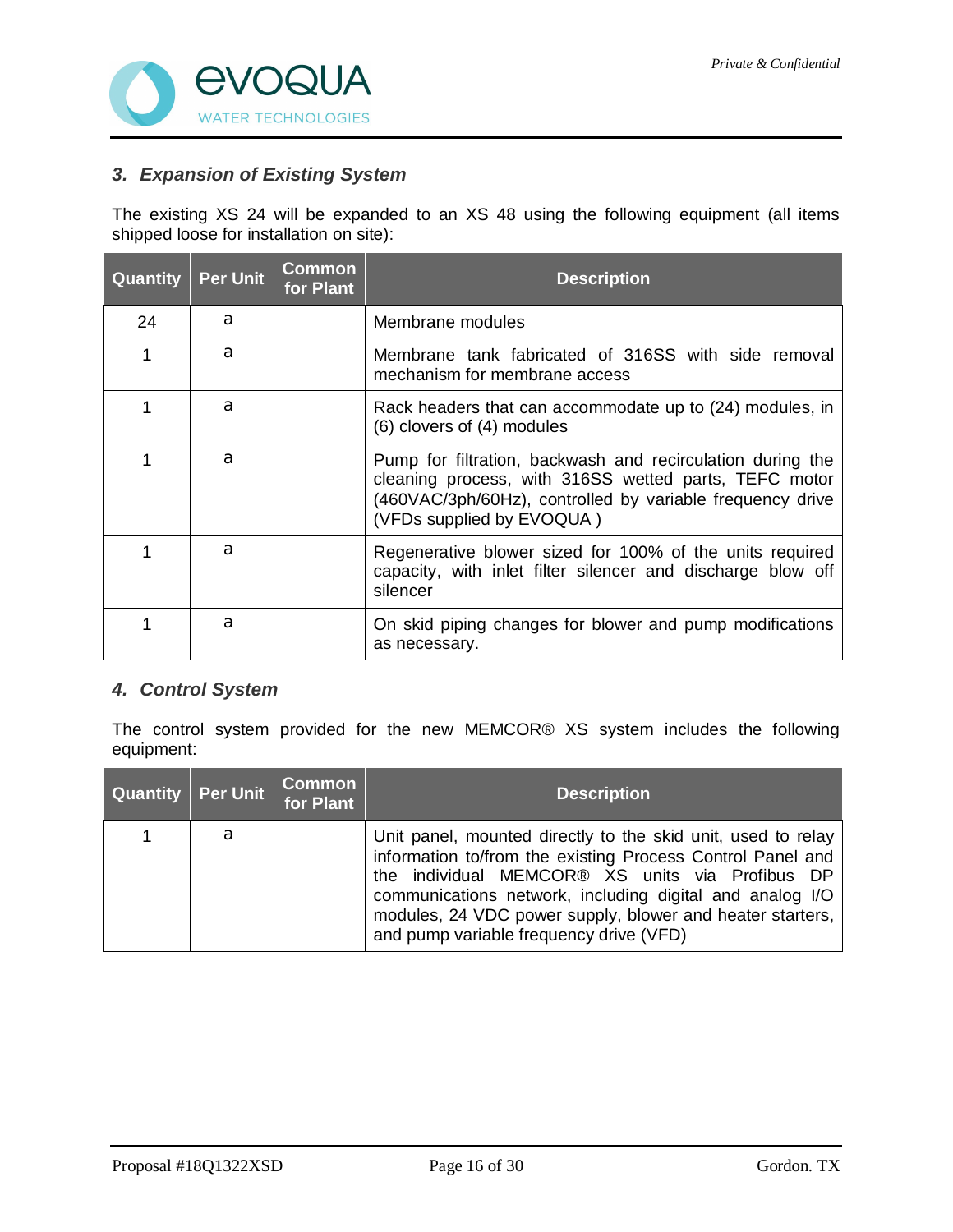### 3. Expansion of Existing System

The existing XS 24 will be expanded to an XS 48 using the following equipment (all items shipped loose for installation on site):

| Quantity | Per Unit | Common for Plant | Description |
|---|---|---|---|
| 24 | a | | Membrane modules |
| 1 | a | | Membrane tank fabricated of 316SS with side removal mechanism for membrane access |
| 1 | a | | Rack headers that can accommodate up to (24) modules, in (6) clovers of (4) modules |
| 1 | a | | Pump for filtration, backwash and recirculation during the cleaning process, with 316SS wetted parts, TEFC motor (460VAC/3ph/60Hz), controlled by variable frequency drive (VFDs supplied by EVOQUA ) |
| 1 | a | | Regenerative blower sized for 100% of the units required capacity, with inlet filter silencer and discharge blow off silencer |
| 1 | a | | On skid piping changes for blower and pump modifications as necessary. |

### 4. Control System

The control system provided for the new MEMCOR® XS system includes the following equipment:

| Quantity | Per Unit | Common for Plant | Description |
|---|---|---|---|
| 1 | a | | Unit panel, mounted directly to the skid unit, used to relay information to/from the existing Process Control Panel and the individual MEMCOR® XS units via Profibus DP communications network, including digital and analog I/O modules, 24 VDC power supply, blower and heater starters, and pump variable frequency drive (VFD) |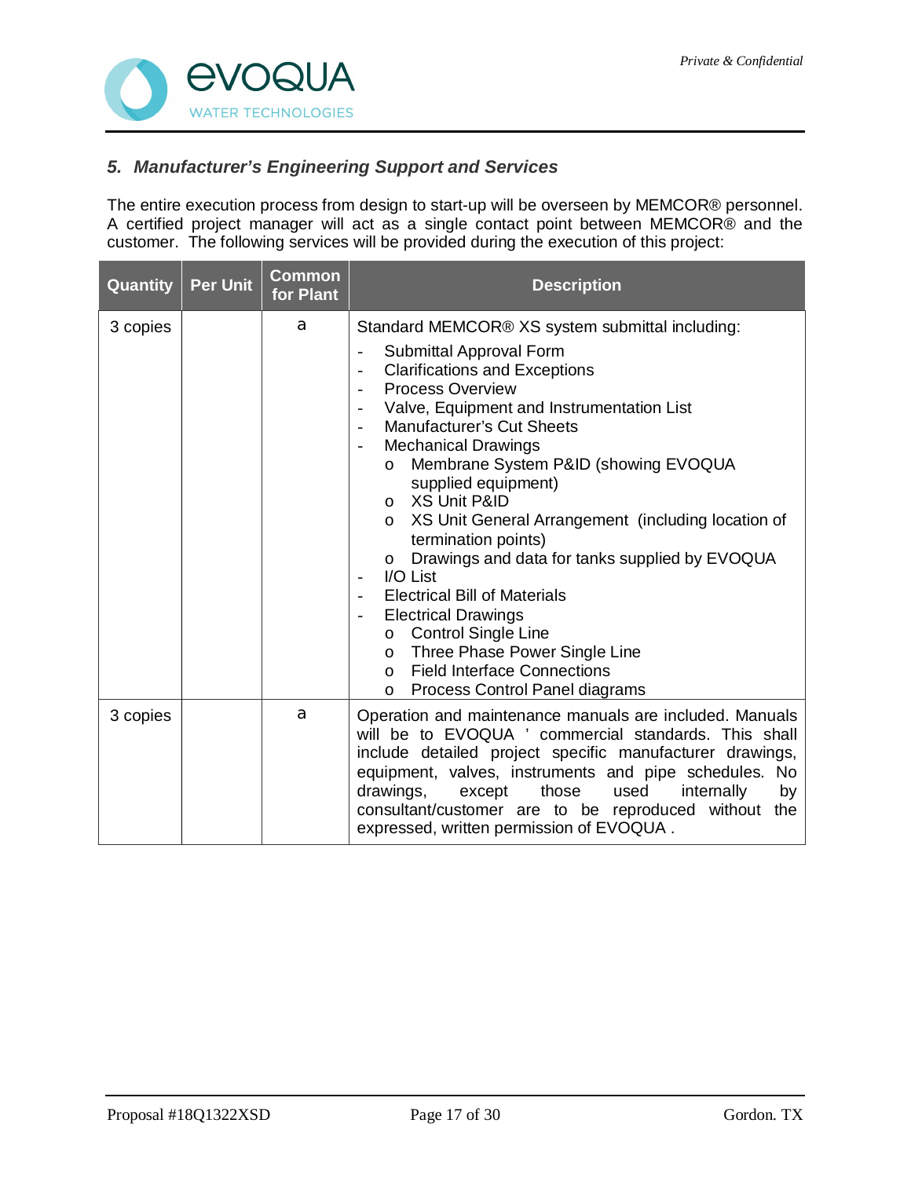## 5. Manufacturer's Engineering Support and Services

The entire execution process from design to start-up will be overseen by MEMCOR® personnel. A certified project manager will act as a single contact point between MEMCOR® and the customer. The following services will be provided during the execution of this project:

| Quantity | Per Unit | Common for Plant | Description |
|---|---|---|---|
| 3 copies | | a | Standard MEMCOR® XS system submittal including:<br>- Submittal Approval Form<br>- Clarifications and Exceptions<br>- Process Overview<br>- Valve, Equipment and Instrumentation List<br>- Manufacturer's Cut Sheets<br>- Mechanical Drawings<br>&nbsp;&nbsp;o Membrane System P&ID (showing EVOQUA supplied equipment)<br>&nbsp;&nbsp;o XS Unit P&ID<br>&nbsp;&nbsp;o XS Unit General Arrangement (including location of termination points)<br>&nbsp;&nbsp;o Drawings and data for tanks supplied by EVOQUA<br>- I/O List<br>- Electrical Bill of Materials<br>- Electrical Drawings<br>&nbsp;&nbsp;o Control Single Line<br>&nbsp;&nbsp;o Three Phase Power Single Line<br>&nbsp;&nbsp;o Field Interface Connections<br>&nbsp;&nbsp;o Process Control Panel diagrams |
| 3 copies | | a | Operation and maintenance manuals are included. Manuals will be to EVOQUA ' commercial standards. This shall include detailed project specific manufacturer drawings, equipment, valves, instruments and pipe schedules. No drawings, except those used internally by consultant/customer are to be reproduced without the expressed, written permission of EVOQUA . |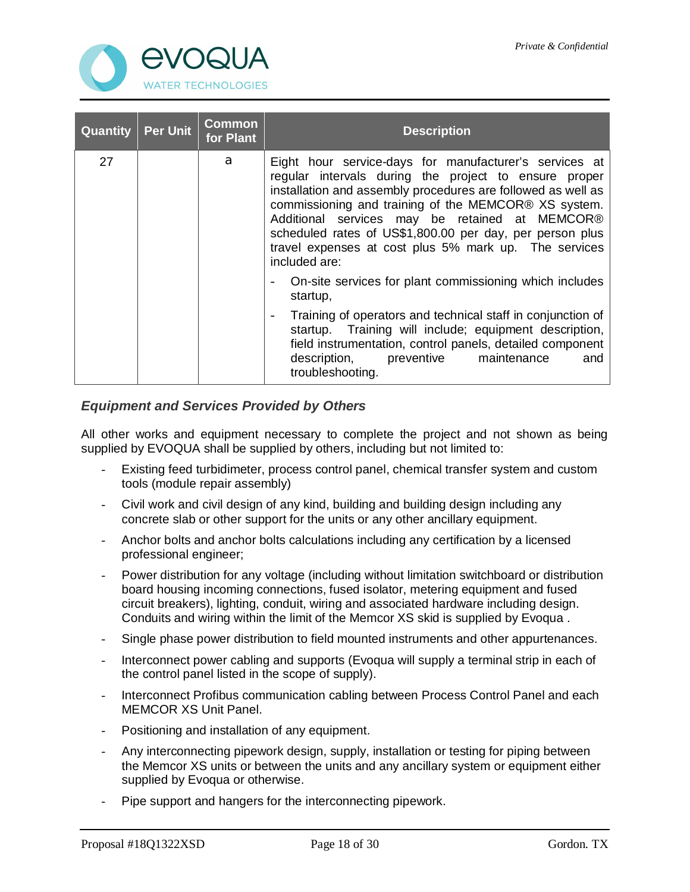| Quantity | Per Unit | Common for Plant | Description |
|---|---|---|---|
| 27 | | a | Eight hour service-days for manufacturer's services at regular intervals during the project to ensure proper installation and assembly procedures are followed as well as commissioning and training of the MEMCOR® XS system. Additional services may be retained at MEMCOR® scheduled rates of US$1,800.00 per day, per person plus travel expenses at cost plus 5% mark up. The services included are: <br> - On-site services for plant commissioning which includes startup, <br> - Training of operators and technical staff in conjunction of startup. Training will include; equipment description, field instrumentation, control panels, detailed component description, preventive maintenance and troubleshooting. |

### *Equipment and Services Provided by Others*

All other works and equipment necessary to complete the project and not shown as being supplied by EVOQUA shall be supplied by others, including but not limited to:

- Existing feed turbidimeter, process control panel, chemical transfer system and custom tools (module repair assembly)
- Civil work and civil design of any kind, building and building design including any concrete slab or other support for the units or any other ancillary equipment.
- Anchor bolts and anchor bolts calculations including any certification by a licensed professional engineer;
- Power distribution for any voltage (including without limitation switchboard or distribution board housing incoming connections, fused isolator, metering equipment and fused circuit breakers), lighting, conduit, wiring and associated hardware including design. Conduits and wiring within the limit of the Memcor XS skid is supplied by Evoqua .
- Single phase power distribution to field mounted instruments and other appurtenances.
- Interconnect power cabling and supports (Evoqua will supply a terminal strip in each of the control panel listed in the scope of supply).
- Interconnect Profibus communication cabling between Process Control Panel and each MEMCOR XS Unit Panel.
- Positioning and installation of any equipment.
- Any interconnecting pipework design, supply, installation or testing for piping between the Memcor XS units or between the units and any ancillary system or equipment either supplied by Evoqua or otherwise.
- Pipe support and hangers for the interconnecting pipework.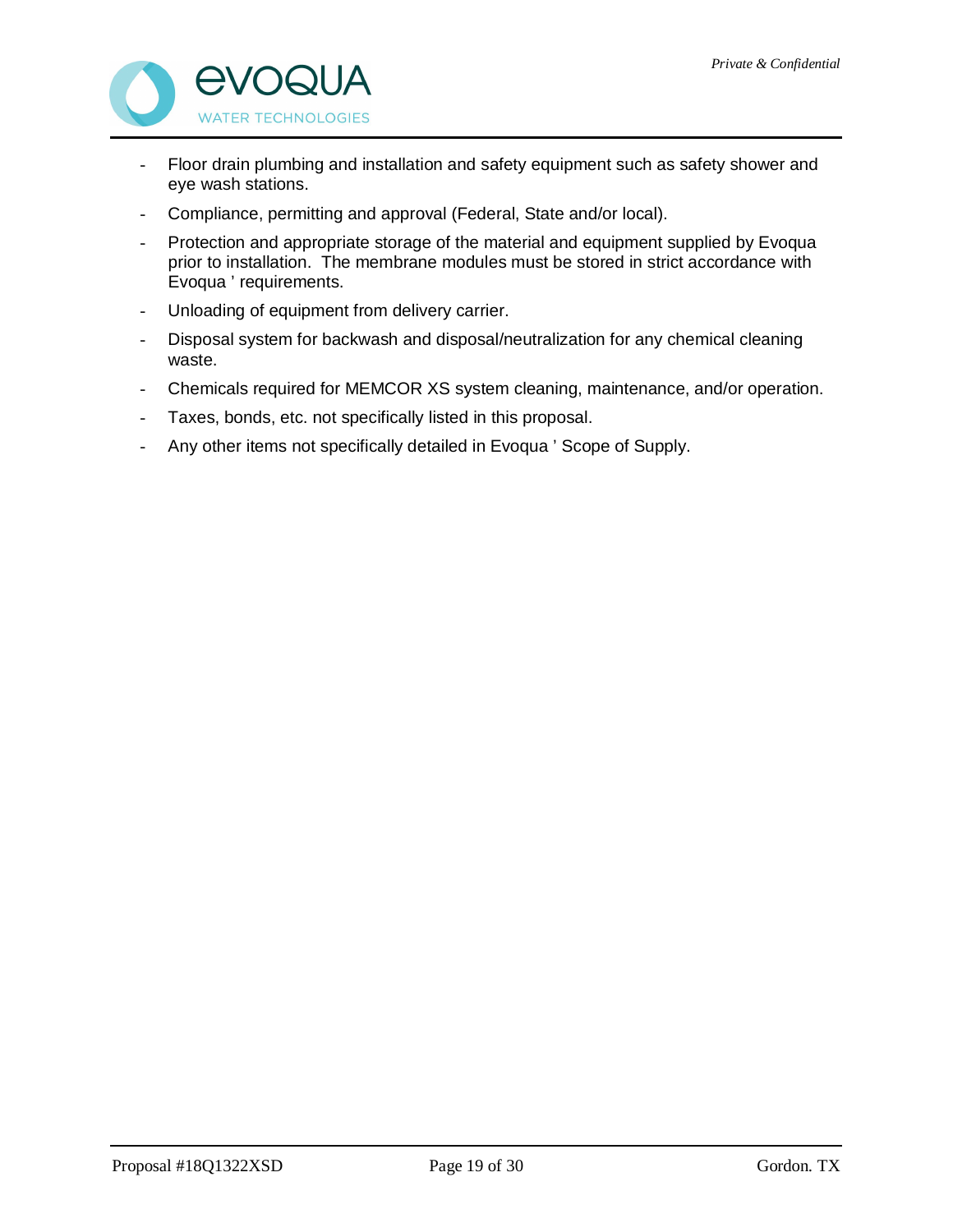- Floor drain plumbing and installation and safety equipment such as safety shower and eye wash stations.
- Compliance, permitting and approval (Federal, State and/or local).
- Protection and appropriate storage of the material and equipment supplied by Evoqua prior to installation. The membrane modules must be stored in strict accordance with Evoqua ' requirements.
- Unloading of equipment from delivery carrier.
- Disposal system for backwash and disposal/neutralization for any chemical cleaning waste.
- Chemicals required for MEMCOR XS system cleaning, maintenance, and/or operation.
- Taxes, bonds, etc. not specifically listed in this proposal.
- Any other items not specifically detailed in Evoqua ' Scope of Supply.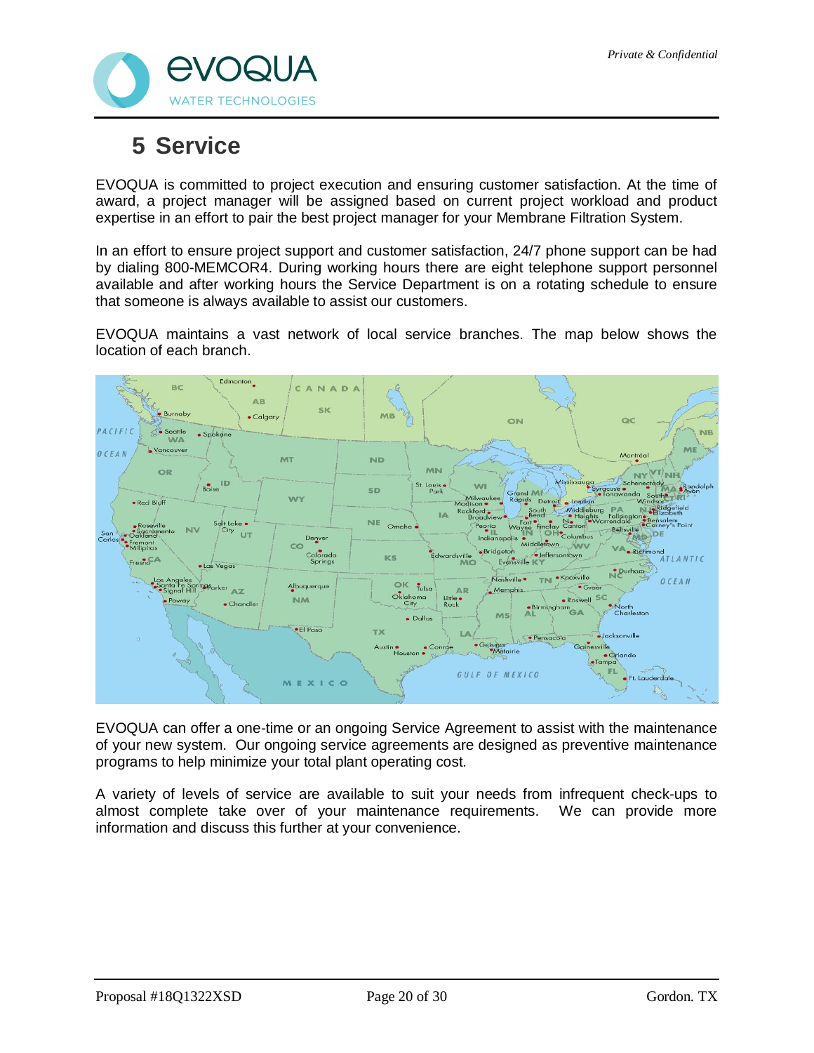# 5 Service

EVOQUA is committed to project execution and ensuring customer satisfaction. At the time of award, a project manager will be assigned based on current project workload and product expertise in an effort to pair the best project manager for your Membrane Filtration System.

In an effort to ensure project support and customer satisfaction, 24/7 phone support can be had by dialing 800-MEMCOR4. During working hours there are eight telephone support personnel available and after working hours the Service Department is on a rotating schedule to ensure that someone is always available to assist our customers.

EVOQUA maintains a vast network of local service branches. The map below shows the location of each branch.

EVOQUA can offer a one-time or an ongoing Service Agreement to assist with the maintenance of your new system. Our ongoing service agreements are designed as preventive maintenance programs to help minimize your total plant operating cost.

A variety of levels of service are available to suit your needs from infrequent check-ups to almost complete take over of your maintenance requirements. We can provide more information and discuss this further at your convenience.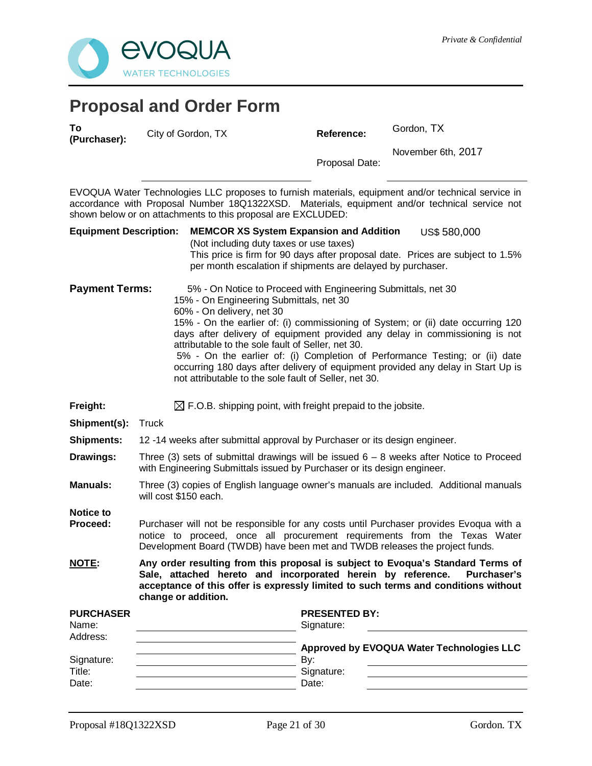# Proposal and Order Form

| **To (Purchaser):** | City of Gordon, TX | **Reference:** | Gordon, TX |
|---|---|---|---|
| | | Proposal Date: | November 6th, 2017 |

EVOQUA Water Technologies LLC proposes to furnish materials, equipment and/or technical service in accordance with Proposal Number 18Q1322XSD. Materials, equipment and/or technical service not shown below or on attachments to this proposal are EXCLUDED:

**Equipment Description:** **MEMCOR XS System Expansion and Addition** US$ 580,000
(Not including duty taxes or use taxes)
This price is firm for 90 days after proposal date. Prices are subject to 1.5% per month escalation if shipments are delayed by purchaser.

**Payment Terms:**
5% - On Notice to Proceed with Engineering Submittals, net 30
15% - On Engineering Submittals, net 30
60% - On delivery, net 30
15% - On the earlier of: (i) commissioning of System; or (ii) date occurring 120 days after delivery of equipment provided any delay in commissioning is not attributable to the sole fault of Seller, net 30.
5% - On the earlier of: (i) Completion of Performance Testing; or (ii) date occurring 180 days after delivery of equipment provided any delay in Start Up is not attributable to the sole fault of Seller, net 30.

**Freight:** ☒ F.O.B. shipping point, with freight prepaid to the jobsite.

**Shipment(s):** Truck

**Shipments:** 12 -14 weeks after submittal approval by Purchaser or its design engineer.

**Drawings:** Three (3) sets of submittal drawings will be issued 6 – 8 weeks after Notice to Proceed with Engineering Submittals issued by Purchaser or its design engineer.

**Manuals:** Three (3) copies of English language owner's manuals are included. Additional manuals will cost $150 each.

**Notice to Proceed:** Purchaser will not be responsible for any costs until Purchaser provides Evoqua with a notice to proceed, once all procurement requirements from the Texas Water Development Board (TWDB) have been met and TWDB releases the project funds.

**NOTE:** **Any order resulting from this proposal is subject to Evoqua's Standard Terms of Sale, attached hereto and incorporated herein by reference. Purchaser's acceptance of this offer is expressly limited to such terms and conditions without change or addition.**

| **PURCHASER** | | **PRESENTED BY:** | |
|---|---|---|---|
| Name: | | Signature: | |
| Address: | | | |
| | | **Approved by EVOQUA Water Technologies LLC** | |
| Signature: | | By: | |
| Title: | | Signature: | |
| Date: | | Date: | |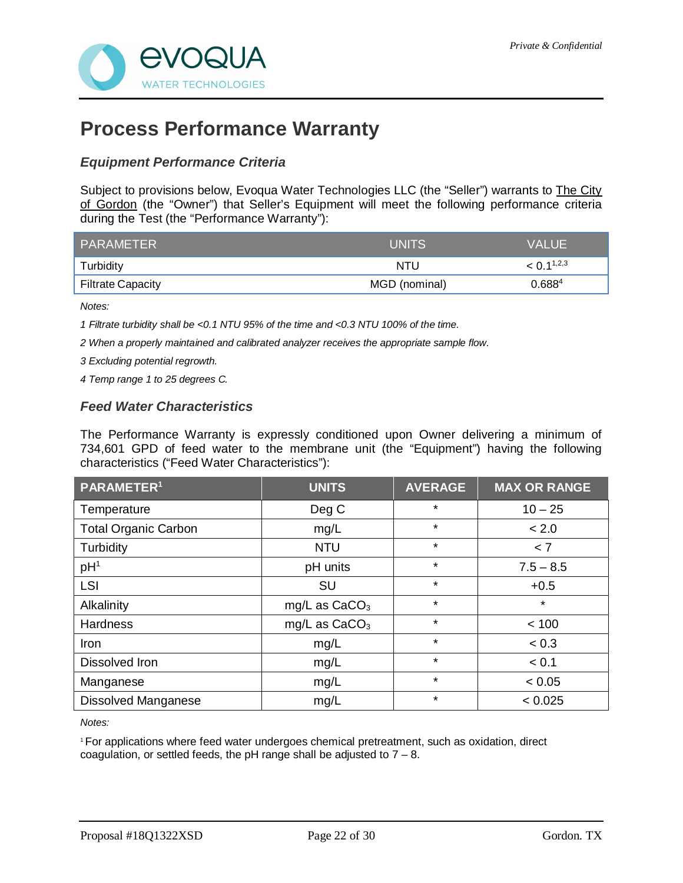# Process Performance Warranty

### *Equipment Performance Criteria*

Subject to provisions below, Evoqua Water Technologies LLC (the "Seller") warrants to The City of Gordon (the "Owner") that Seller's Equipment will meet the following performance criteria during the Test (the "Performance Warranty"):

| PARAMETER | UNITS | VALUE |
| --- | --- | --- |
| Turbidity | NTU | < 0.1[1,2,3] |
| Filtrate Capacity | MGD (nominal) | 0.688[4] |

*Notes:*

*1 Filtrate turbidity shall be <0.1 NTU 95% of the time and <0.3 NTU 100% of the time.*

*2 When a properly maintained and calibrated analyzer receives the appropriate sample flow.*

*3 Excluding potential regrowth.*

*4 Temp range 1 to 25 degrees C.*

### *Feed Water Characteristics*

The Performance Warranty is expressly conditioned upon Owner delivering a minimum of 734,601 GPD of feed water to the membrane unit (the "Equipment") having the following characteristics ("Feed Water Characteristics"):

| PARAMETER[1] | UNITS | AVERAGE | MAX OR RANGE |
| --- | --- | --- | --- |
| Temperature | Deg C | * | 10 – 25 |
| Total Organic Carbon | mg/L | * | < 2.0 |
| Turbidity | NTU | * | < 7 |
| pH[1] | pH units | * | 7.5 – 8.5 |
| LSI | SU | * | +0.5 |
| Alkalinity | mg/L as $CaCO_3$ | * | * |
| Hardness | mg/L as $CaCO_3$ | * | < 100 |
| Iron | mg/L | * | < 0.3 |
| Dissolved Iron | mg/L | * | < 0.1 |
| Manganese | mg/L | * | < 0.05 |
| Dissolved Manganese | mg/L | * | < 0.025 |

*Notes:*

[1] For applications where feed water undergoes chemical pretreatment, such as oxidation, direct coagulation, or settled feeds, the pH range shall be adjusted to 7 – 8.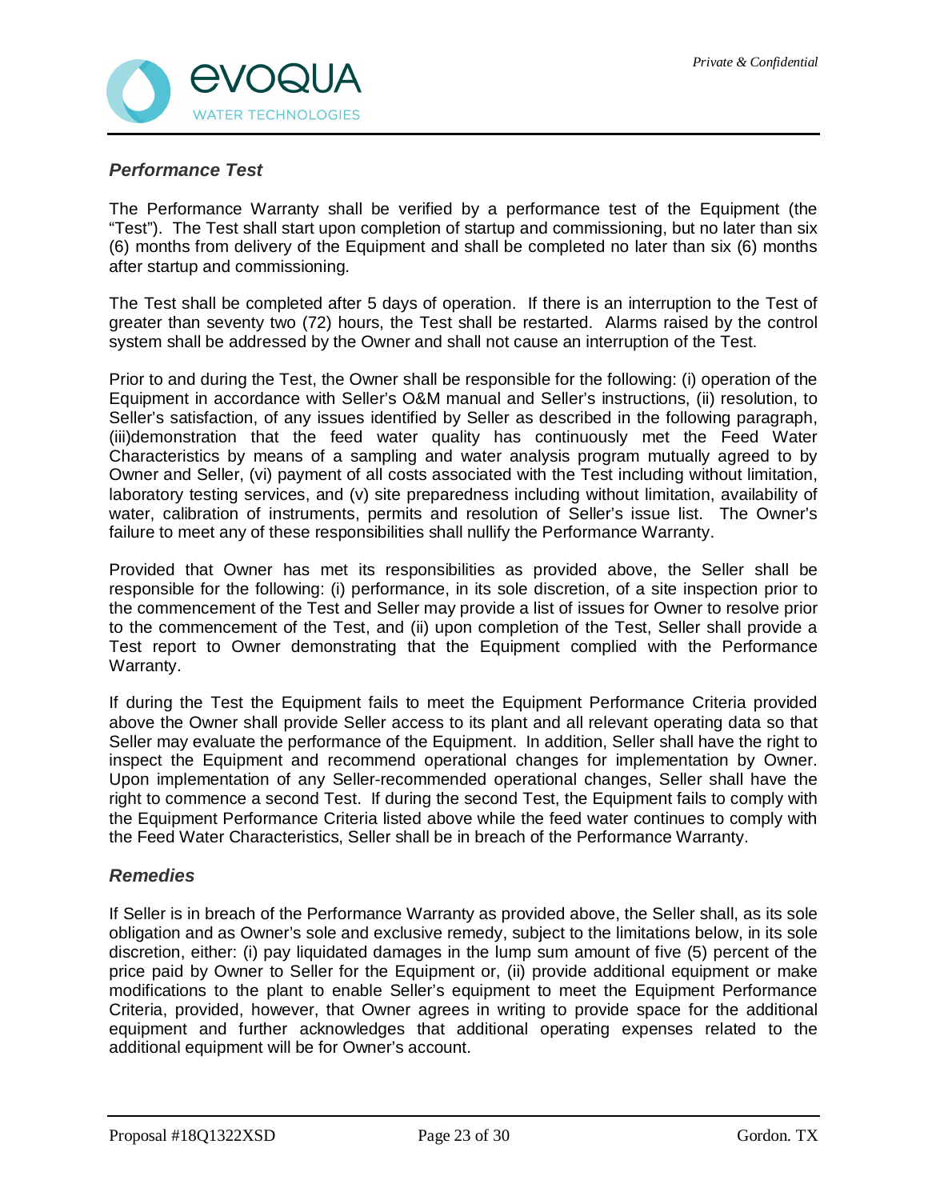## *Performance Test*

The Performance Warranty shall be verified by a performance test of the Equipment (the "Test"). The Test shall start upon completion of startup and commissioning, but no later than six (6) months from delivery of the Equipment and shall be completed no later than six (6) months after startup and commissioning.

The Test shall be completed after 5 days of operation. If there is an interruption to the Test of greater than seventy two (72) hours, the Test shall be restarted. Alarms raised by the control system shall be addressed by the Owner and shall not cause an interruption of the Test.

Prior to and during the Test, the Owner shall be responsible for the following: (i) operation of the Equipment in accordance with Seller's O&M manual and Seller's instructions, (ii) resolution, to Seller's satisfaction, of any issues identified by Seller as described in the following paragraph, (iii)demonstration that the feed water quality has continuously met the Feed Water Characteristics by means of a sampling and water analysis program mutually agreed to by Owner and Seller, (vi) payment of all costs associated with the Test including without limitation, laboratory testing services, and (v) site preparedness including without limitation, availability of water, calibration of instruments, permits and resolution of Seller's issue list. The Owner's failure to meet any of these responsibilities shall nullify the Performance Warranty.

Provided that Owner has met its responsibilities as provided above, the Seller shall be responsible for the following: (i) performance, in its sole discretion, of a site inspection prior to the commencement of the Test and Seller may provide a list of issues for Owner to resolve prior to the commencement of the Test, and (ii) upon completion of the Test, Seller shall provide a Test report to Owner demonstrating that the Equipment complied with the Performance Warranty.

If during the Test the Equipment fails to meet the Equipment Performance Criteria provided above the Owner shall provide Seller access to its plant and all relevant operating data so that Seller may evaluate the performance of the Equipment. In addition, Seller shall have the right to inspect the Equipment and recommend operational changes for implementation by Owner. Upon implementation of any Seller-recommended operational changes, Seller shall have the right to commence a second Test. If during the second Test, the Equipment fails to comply with the Equipment Performance Criteria listed above while the feed water continues to comply with the Feed Water Characteristics, Seller shall be in breach of the Performance Warranty.

## *Remedies*

If Seller is in breach of the Performance Warranty as provided above, the Seller shall, as its sole obligation and as Owner's sole and exclusive remedy, subject to the limitations below, in its sole discretion, either: (i) pay liquidated damages in the lump sum amount of five (5) percent of the price paid by Owner to Seller for the Equipment or, (ii) provide additional equipment or make modifications to the plant to enable Seller's equipment to meet the Equipment Performance Criteria, provided, however, that Owner agrees in writing to provide space for the additional equipment and further acknowledges that additional operating expenses related to the additional equipment will be for Owner's account.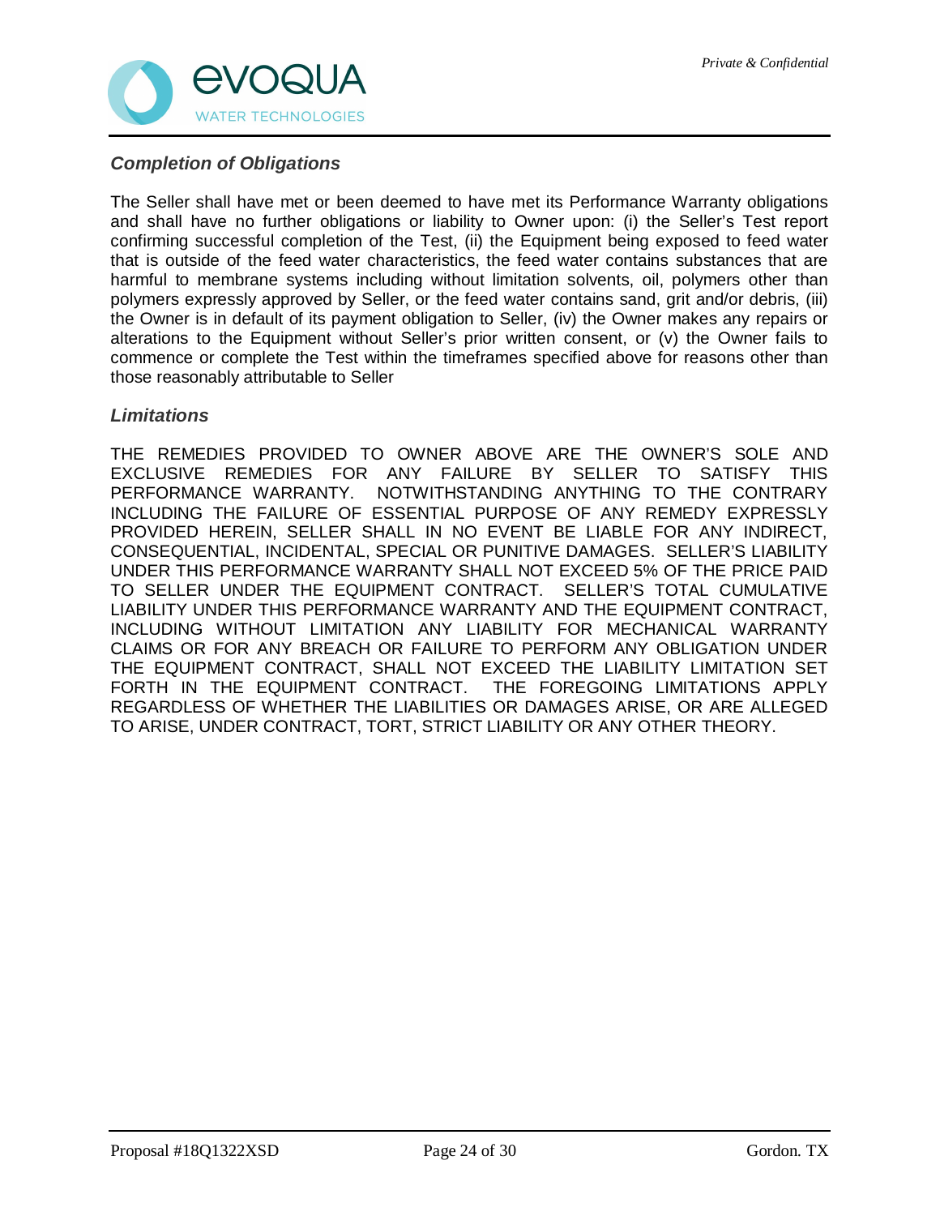### *Completion of Obligations*

The Seller shall have met or been deemed to have met its Performance Warranty obligations and shall have no further obligations or liability to Owner upon: (i) the Seller's Test report confirming successful completion of the Test, (ii) the Equipment being exposed to feed water that is outside of the feed water characteristics, the feed water contains substances that are harmful to membrane systems including without limitation solvents, oil, polymers other than polymers expressly approved by Seller, or the feed water contains sand, grit and/or debris, (iii) the Owner is in default of its payment obligation to Seller, (iv) the Owner makes any repairs or alterations to the Equipment without Seller's prior written consent, or (v) the Owner fails to commence or complete the Test within the timeframes specified above for reasons other than those reasonably attributable to Seller

### *Limitations*

THE REMEDIES PROVIDED TO OWNER ABOVE ARE THE OWNER'S SOLE AND EXCLUSIVE REMEDIES FOR ANY FAILURE BY SELLER TO SATISFY THIS PERFORMANCE WARRANTY. NOTWITHSTANDING ANYTHING TO THE CONTRARY INCLUDING THE FAILURE OF ESSENTIAL PURPOSE OF ANY REMEDY EXPRESSLY PROVIDED HEREIN, SELLER SHALL IN NO EVENT BE LIABLE FOR ANY INDIRECT, CONSEQUENTIAL, INCIDENTAL, SPECIAL OR PUNITIVE DAMAGES. SELLER'S LIABILITY UNDER THIS PERFORMANCE WARRANTY SHALL NOT EXCEED 5% OF THE PRICE PAID TO SELLER UNDER THE EQUIPMENT CONTRACT. SELLER'S TOTAL CUMULATIVE LIABILITY UNDER THIS PERFORMANCE WARRANTY AND THE EQUIPMENT CONTRACT, INCLUDING WITHOUT LIMITATION ANY LIABILITY FOR MECHANICAL WARRANTY CLAIMS OR FOR ANY BREACH OR FAILURE TO PERFORM ANY OBLIGATION UNDER THE EQUIPMENT CONTRACT, SHALL NOT EXCEED THE LIABILITY LIMITATION SET FORTH IN THE EQUIPMENT CONTRACT. THE FOREGOING LIMITATIONS APPLY REGARDLESS OF WHETHER THE LIABILITIES OR DAMAGES ARISE, OR ARE ALLEGED TO ARISE, UNDER CONTRACT, TORT, STRICT LIABILITY OR ANY OTHER THEORY.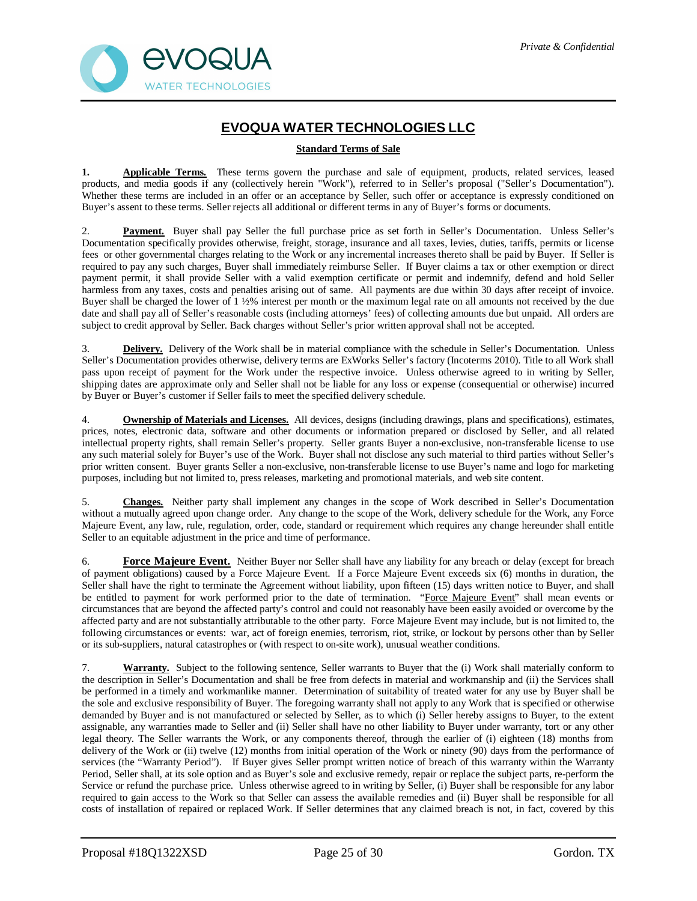# EVOQUA WATER TECHNOLOGIES LLC

**Standard Terms of Sale**

**1. Applicable Terms.** These terms govern the purchase and sale of equipment, products, related services, leased products, and media goods if any (collectively herein "Work"), referred to in Seller's proposal ("Seller's Documentation"). Whether these terms are included in an offer or an acceptance by Seller, such offer or acceptance is expressly conditioned on Buyer's assent to these terms. Seller rejects all additional or different terms in any of Buyer's forms or documents.

2. **Payment.** Buyer shall pay Seller the full purchase price as set forth in Seller's Documentation. Unless Seller's Documentation specifically provides otherwise, freight, storage, insurance and all taxes, levies, duties, tariffs, permits or license fees or other governmental charges relating to the Work or any incremental increases thereto shall be paid by Buyer. If Seller is required to pay any such charges, Buyer shall immediately reimburse Seller. If Buyer claims a tax or other exemption or direct payment permit, it shall provide Seller with a valid exemption certificate or permit and indemnify, defend and hold Seller harmless from any taxes, costs and penalties arising out of same. All payments are due within 30 days after receipt of invoice. Buyer shall be charged the lower of 1 ½% interest per month or the maximum legal rate on all amounts not received by the due date and shall pay all of Seller's reasonable costs (including attorneys' fees) of collecting amounts due but unpaid. All orders are subject to credit approval by Seller. Back charges without Seller's prior written approval shall not be accepted.

3. **Delivery.** Delivery of the Work shall be in material compliance with the schedule in Seller's Documentation. Unless Seller's Documentation provides otherwise, delivery terms are ExWorks Seller's factory (Incoterms 2010). Title to all Work shall pass upon receipt of payment for the Work under the respective invoice. Unless otherwise agreed to in writing by Seller, shipping dates are approximate only and Seller shall not be liable for any loss or expense (consequential or otherwise) incurred by Buyer or Buyer's customer if Seller fails to meet the specified delivery schedule.

4. **Ownership of Materials and Licenses.** All devices, designs (including drawings, plans and specifications), estimates, prices, notes, electronic data, software and other documents or information prepared or disclosed by Seller, and all related intellectual property rights, shall remain Seller's property. Seller grants Buyer a non-exclusive, non-transferable license to use any such material solely for Buyer's use of the Work. Buyer shall not disclose any such material to third parties without Seller's prior written consent. Buyer grants Seller a non-exclusive, non-transferable license to use Buyer's name and logo for marketing purposes, including but not limited to, press releases, marketing and promotional materials, and web site content.

5. **Changes.** Neither party shall implement any changes in the scope of Work described in Seller's Documentation without a mutually agreed upon change order. Any change to the scope of the Work, delivery schedule for the Work, any Force Majeure Event, any law, rule, regulation, order, code, standard or requirement which requires any change hereunder shall entitle Seller to an equitable adjustment in the price and time of performance.

6. **Force Majeure Event.** Neither Buyer nor Seller shall have any liability for any breach or delay (except for breach of payment obligations) caused by a Force Majeure Event. If a Force Majeure Event exceeds six (6) months in duration, the Seller shall have the right to terminate the Agreement without liability, upon fifteen (15) days written notice to Buyer, and shall be entitled to payment for work performed prior to the date of termination. "Force Majeure Event" shall mean events or circumstances that are beyond the affected party's control and could not reasonably have been easily avoided or overcome by the affected party and are not substantially attributable to the other party. Force Majeure Event may include, but is not limited to, the following circumstances or events: war, act of foreign enemies, terrorism, riot, strike, or lockout by persons other than by Seller or its sub-suppliers, natural catastrophes or (with respect to on-site work), unusual weather conditions.

7. **Warranty.** Subject to the following sentence, Seller warrants to Buyer that the (i) Work shall materially conform to the description in Seller's Documentation and shall be free from defects in material and workmanship and (ii) the Services shall be performed in a timely and workmanlike manner. Determination of suitability of treated water for any use by Buyer shall be the sole and exclusive responsibility of Buyer. The foregoing warranty shall not apply to any Work that is specified or otherwise demanded by Buyer and is not manufactured or selected by Seller, as to which (i) Seller hereby assigns to Buyer, to the extent assignable, any warranties made to Seller and (ii) Seller shall have no other liability to Buyer under warranty, tort or any other legal theory. The Seller warrants the Work, or any components thereof, through the earlier of (i) eighteen (18) months from delivery of the Work or (ii) twelve (12) months from initial operation of the Work or ninety (90) days from the performance of services (the "Warranty Period"). If Buyer gives Seller prompt written notice of breach of this warranty within the Warranty Period, Seller shall, at its sole option and as Buyer's sole and exclusive remedy, repair or replace the subject parts, re-perform the Service or refund the purchase price. Unless otherwise agreed to in writing by Seller, (i) Buyer shall be responsible for any labor required to gain access to the Work so that Seller can assess the available remedies and (ii) Buyer shall be responsible for all costs of installation of repaired or replaced Work. If Seller determines that any claimed breach is not, in fact, covered by this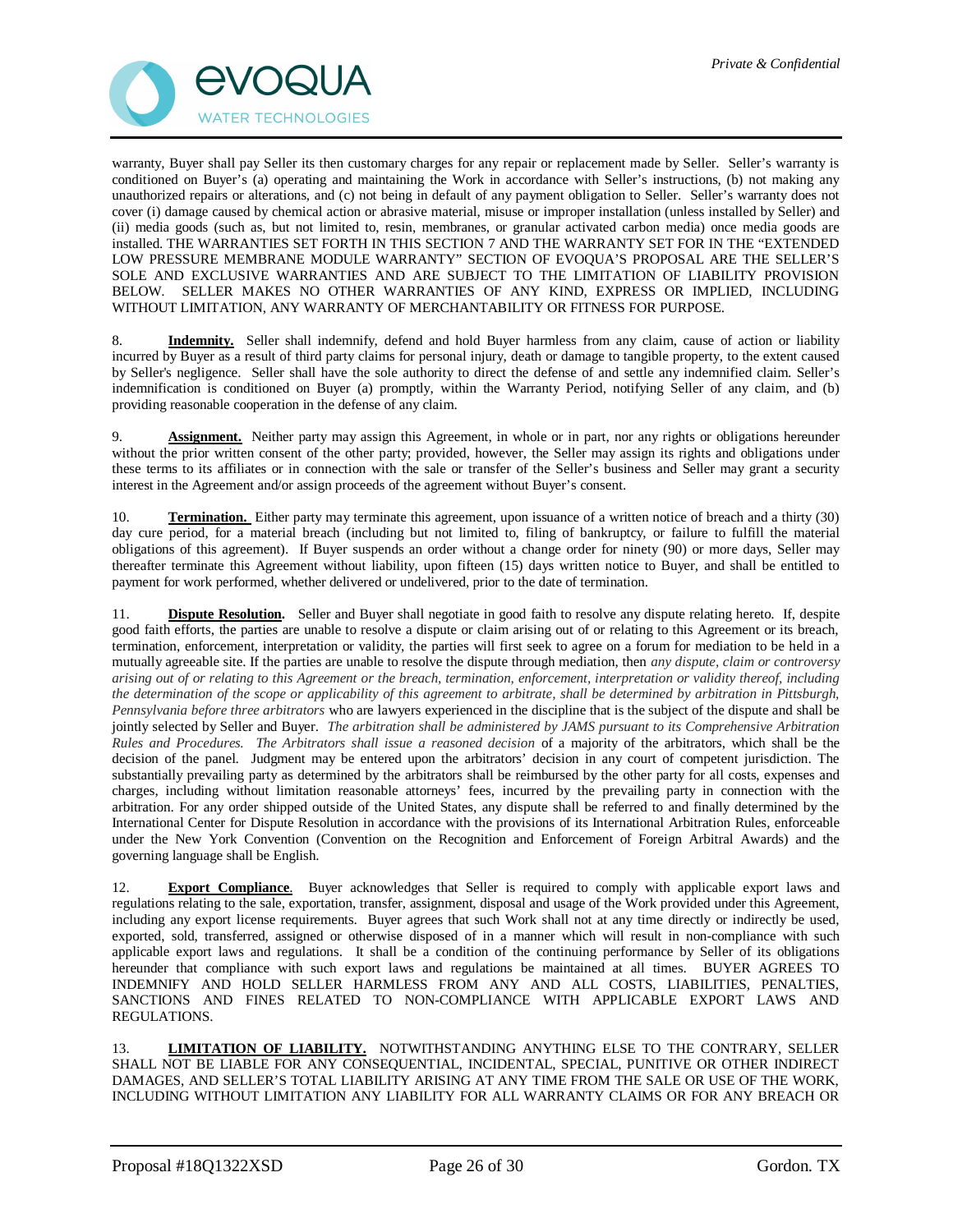warranty, Buyer shall pay Seller its then customary charges for any repair or replacement made by Seller. Seller's warranty is conditioned on Buyer's (a) operating and maintaining the Work in accordance with Seller's instructions, (b) not making any unauthorized repairs or alterations, and (c) not being in default of any payment obligation to Seller. Seller's warranty does not cover (i) damage caused by chemical action or abrasive material, misuse or improper installation (unless installed by Seller) and (ii) media goods (such as, but not limited to, resin, membranes, or granular activated carbon media) once media goods are installed. THE WARRANTIES SET FORTH IN THIS SECTION 7 AND THE WARRANTY SET FOR IN THE "EXTENDED LOW PRESSURE MEMBRANE MODULE WARRANTY" SECTION OF EVOQUA'S PROPOSAL ARE THE SELLER'S SOLE AND EXCLUSIVE WARRANTIES AND ARE SUBJECT TO THE LIMITATION OF LIABILITY PROVISION BELOW. SELLER MAKES NO OTHER WARRANTIES OF ANY KIND, EXPRESS OR IMPLIED, INCLUDING WITHOUT LIMITATION, ANY WARRANTY OF MERCHANTABILITY OR FITNESS FOR PURPOSE.

8. **Indemnity.** Seller shall indemnify, defend and hold Buyer harmless from any claim, cause of action or liability incurred by Buyer as a result of third party claims for personal injury, death or damage to tangible property, to the extent caused by Seller's negligence. Seller shall have the sole authority to direct the defense of and settle any indemnified claim. Seller's indemnification is conditioned on Buyer (a) promptly, within the Warranty Period, notifying Seller of any claim, and (b) providing reasonable cooperation in the defense of any claim.

9. **Assignment.** Neither party may assign this Agreement, in whole or in part, nor any rights or obligations hereunder without the prior written consent of the other party; provided, however, the Seller may assign its rights and obligations under these terms to its affiliates or in connection with the sale or transfer of the Seller's business and Seller may grant a security interest in the Agreement and/or assign proceeds of the agreement without Buyer's consent.

10. **Termination.** Either party may terminate this agreement, upon issuance of a written notice of breach and a thirty (30) day cure period, for a material breach (including but not limited to, filing of bankruptcy, or failure to fulfill the material obligations of this agreement). If Buyer suspends an order without a change order for ninety (90) or more days, Seller may thereafter terminate this Agreement without liability, upon fifteen (15) days written notice to Buyer, and shall be entitled to payment for work performed, whether delivered or undelivered, prior to the date of termination.

11. **Dispute Resolution.** Seller and Buyer shall negotiate in good faith to resolve any dispute relating hereto. If, despite good faith efforts, the parties are unable to resolve a dispute or claim arising out of or relating to this Agreement or its breach, termination, enforcement, interpretation or validity, the parties will first seek to agree on a forum for mediation to be held in a mutually agreeable site. If the parties are unable to resolve the dispute through mediation, then *any dispute, claim or controversy arising out of or relating to this Agreement or the breach, termination, enforcement, interpretation or validity thereof, including the determination of the scope or applicability of this agreement to arbitrate, shall be determined by arbitration in Pittsburgh, Pennsylvania before three arbitrators* who are lawyers experienced in the discipline that is the subject of the dispute and shall be jointly selected by Seller and Buyer. *The arbitration shall be administered by JAMS pursuant to its Comprehensive Arbitration Rules and Procedures. The Arbitrators shall issue a reasoned decision* of a majority of the arbitrators, which shall be the decision of the panel. Judgment may be entered upon the arbitrators' decision in any court of competent jurisdiction. The substantially prevailing party as determined by the arbitrators shall be reimbursed by the other party for all costs, expenses and charges, including without limitation reasonable attorneys' fees, incurred by the prevailing party in connection with the arbitration. For any order shipped outside of the United States, any dispute shall be referred to and finally determined by the International Center for Dispute Resolution in accordance with the provisions of its International Arbitration Rules, enforceable under the New York Convention (Convention on the Recognition and Enforcement of Foreign Arbitral Awards) and the governing language shall be English.

12. **Export Compliance**. Buyer acknowledges that Seller is required to comply with applicable export laws and regulations relating to the sale, exportation, transfer, assignment, disposal and usage of the Work provided under this Agreement, including any export license requirements. Buyer agrees that such Work shall not at any time directly or indirectly be used, exported, sold, transferred, assigned or otherwise disposed of in a manner which will result in non-compliance with such applicable export laws and regulations. It shall be a condition of the continuing performance by Seller of its obligations hereunder that compliance with such export laws and regulations be maintained at all times. BUYER AGREES TO INDEMNIFY AND HOLD SELLER HARMLESS FROM ANY AND ALL COSTS, LIABILITIES, PENALTIES, SANCTIONS AND FINES RELATED TO NON-COMPLIANCE WITH APPLICABLE EXPORT LAWS AND REGULATIONS.

13. **LIMITATION OF LIABILITY.** NOTWITHSTANDING ANYTHING ELSE TO THE CONTRARY, SELLER SHALL NOT BE LIABLE FOR ANY CONSEQUENTIAL, INCIDENTAL, SPECIAL, PUNITIVE OR OTHER INDIRECT DAMAGES, AND SELLER'S TOTAL LIABILITY ARISING AT ANY TIME FROM THE SALE OR USE OF THE WORK, INCLUDING WITHOUT LIMITATION ANY LIABILITY FOR ALL WARRANTY CLAIMS OR FOR ANY BREACH OR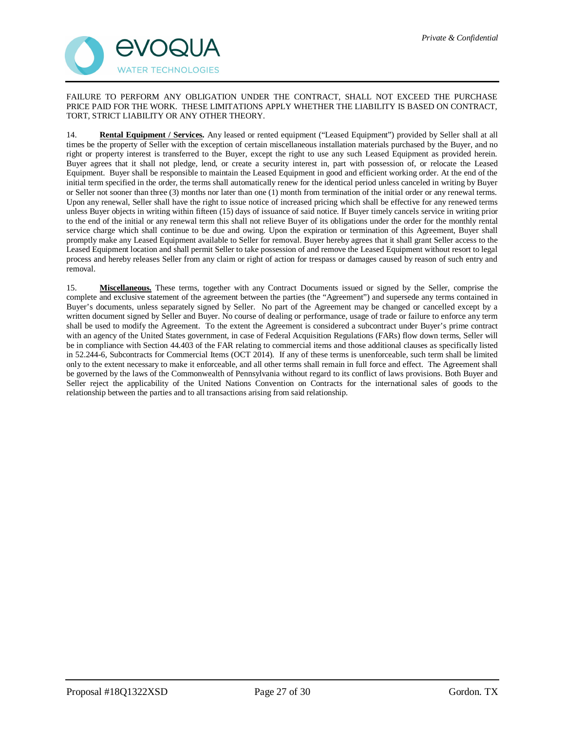FAILURE TO PERFORM ANY OBLIGATION UNDER THE CONTRACT, SHALL NOT EXCEED THE PURCHASE PRICE PAID FOR THE WORK. THESE LIMITATIONS APPLY WHETHER THE LIABILITY IS BASED ON CONTRACT, TORT, STRICT LIABILITY OR ANY OTHER THEORY.

14. **Rental Equipment / Services.** Any leased or rented equipment ("Leased Equipment") provided by Seller shall at all times be the property of Seller with the exception of certain miscellaneous installation materials purchased by the Buyer, and no right or property interest is transferred to the Buyer, except the right to use any such Leased Equipment as provided herein. Buyer agrees that it shall not pledge, lend, or create a security interest in, part with possession of, or relocate the Leased Equipment. Buyer shall be responsible to maintain the Leased Equipment in good and efficient working order. At the end of the initial term specified in the order, the terms shall automatically renew for the identical period unless canceled in writing by Buyer or Seller not sooner than three (3) months nor later than one (1) month from termination of the initial order or any renewal terms. Upon any renewal, Seller shall have the right to issue notice of increased pricing which shall be effective for any renewed terms unless Buyer objects in writing within fifteen (15) days of issuance of said notice. If Buyer timely cancels service in writing prior to the end of the initial or any renewal term this shall not relieve Buyer of its obligations under the order for the monthly rental service charge which shall continue to be due and owing. Upon the expiration or termination of this Agreement, Buyer shall promptly make any Leased Equipment available to Seller for removal. Buyer hereby agrees that it shall grant Seller access to the Leased Equipment location and shall permit Seller to take possession of and remove the Leased Equipment without resort to legal process and hereby releases Seller from any claim or right of action for trespass or damages caused by reason of such entry and removal.

15. **Miscellaneous.** These terms, together with any Contract Documents issued or signed by the Seller, comprise the complete and exclusive statement of the agreement between the parties (the "Agreement") and supersede any terms contained in Buyer's documents, unless separately signed by Seller. No part of the Agreement may be changed or cancelled except by a written document signed by Seller and Buyer. No course of dealing or performance, usage of trade or failure to enforce any term shall be used to modify the Agreement. To the extent the Agreement is considered a subcontract under Buyer's prime contract with an agency of the United States government, in case of Federal Acquisition Regulations (FARs) flow down terms, Seller will be in compliance with Section 44.403 of the FAR relating to commercial items and those additional clauses as specifically listed in 52.244-6, Subcontracts for Commercial Items (OCT 2014). If any of these terms is unenforceable, such term shall be limited only to the extent necessary to make it enforceable, and all other terms shall remain in full force and effect. The Agreement shall be governed by the laws of the Commonwealth of Pennsylvania without regard to its conflict of laws provisions. Both Buyer and Seller reject the applicability of the United Nations Convention on Contracts for the international sales of goods to the relationship between the parties and to all transactions arising from said relationship.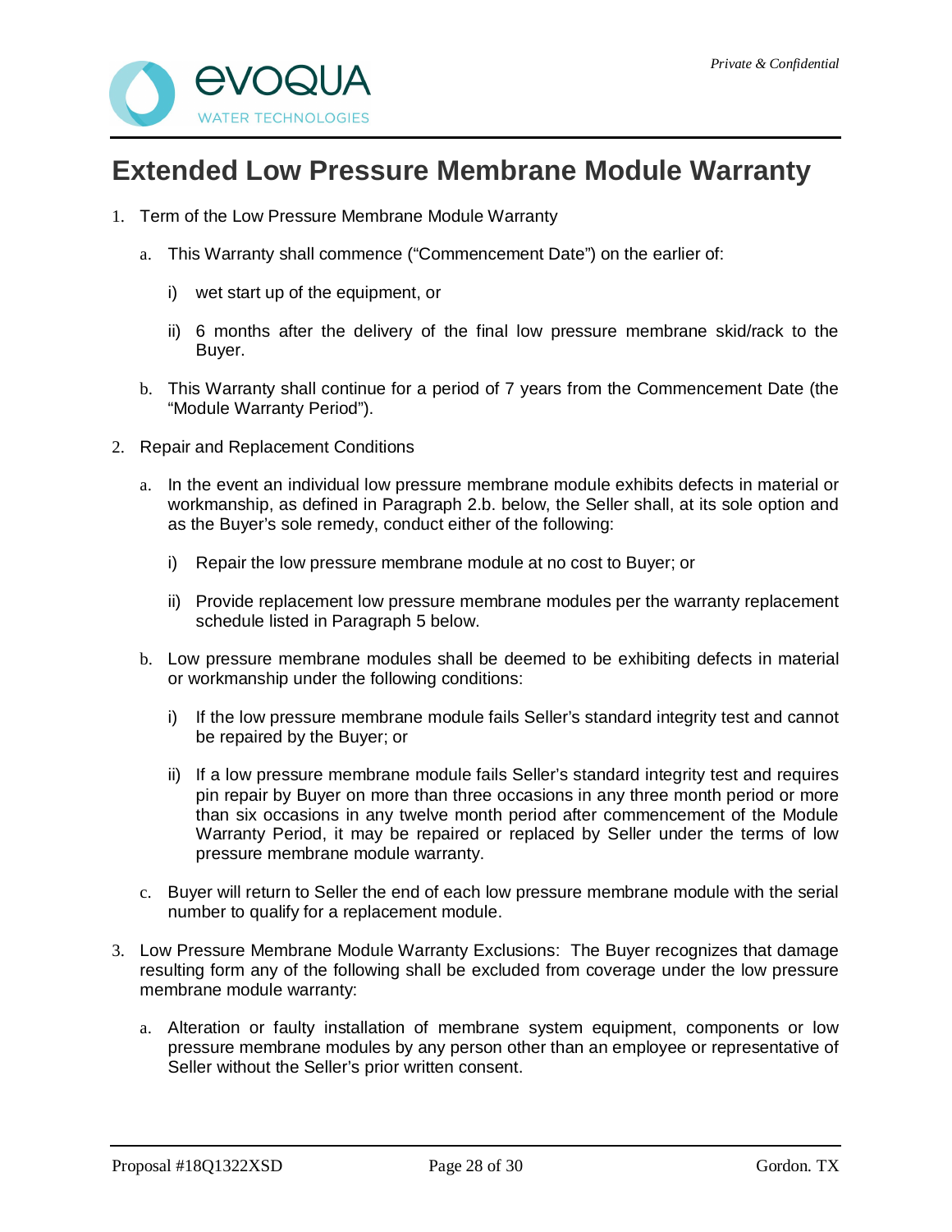# Extended Low Pressure Membrane Module Warranty

1. Term of the Low Pressure Membrane Module Warranty

   a. This Warranty shall commence ("Commencement Date") on the earlier of:

      i) wet start up of the equipment, or

      ii) 6 months after the delivery of the final low pressure membrane skid/rack to the Buyer.

   b. This Warranty shall continue for a period of 7 years from the Commencement Date (the "Module Warranty Period").

2. Repair and Replacement Conditions

   a. In the event an individual low pressure membrane module exhibits defects in material or workmanship, as defined in Paragraph 2.b. below, the Seller shall, at its sole option and as the Buyer's sole remedy, conduct either of the following:

      i) Repair the low pressure membrane module at no cost to Buyer; or

      ii) Provide replacement low pressure membrane modules per the warranty replacement schedule listed in Paragraph 5 below.

   b. Low pressure membrane modules shall be deemed to be exhibiting defects in material or workmanship under the following conditions:

      i) If the low pressure membrane module fails Seller's standard integrity test and cannot be repaired by the Buyer; or

      ii) If a low pressure membrane module fails Seller's standard integrity test and requires pin repair by Buyer on more than three occasions in any three month period or more than six occasions in any twelve month period after commencement of the Module Warranty Period, it may be repaired or replaced by Seller under the terms of low pressure membrane module warranty.

   c. Buyer will return to Seller the end of each low pressure membrane module with the serial number to qualify for a replacement module.

3. Low Pressure Membrane Module Warranty Exclusions: The Buyer recognizes that damage resulting form any of the following shall be excluded from coverage under the low pressure membrane module warranty:

   a. Alteration or faulty installation of membrane system equipment, components or low pressure membrane modules by any person other than an employee or representative of Seller without the Seller's prior written consent.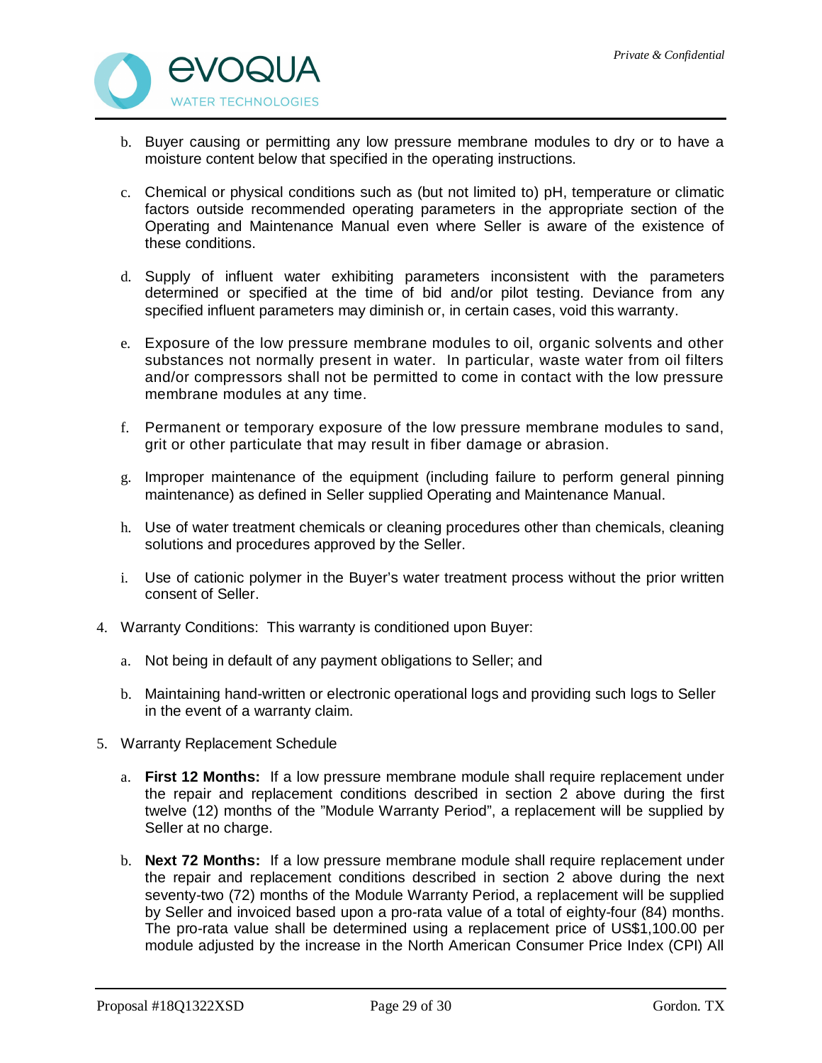b. Buyer causing or permitting any low pressure membrane modules to dry or to have a moisture content below that specified in the operating instructions.

c. Chemical or physical conditions such as (but not limited to) pH, temperature or climatic factors outside recommended operating parameters in the appropriate section of the Operating and Maintenance Manual even where Seller is aware of the existence of these conditions.

d. Supply of influent water exhibiting parameters inconsistent with the parameters determined or specified at the time of bid and/or pilot testing. Deviance from any specified influent parameters may diminish or, in certain cases, void this warranty.

e. Exposure of the low pressure membrane modules to oil, organic solvents and other substances not normally present in water. In particular, waste water from oil filters and/or compressors shall not be permitted to come in contact with the low pressure membrane modules at any time.

f. Permanent or temporary exposure of the low pressure membrane modules to sand, grit or other particulate that may result in fiber damage or abrasion.

g. Improper maintenance of the equipment (including failure to perform general pinning maintenance) as defined in Seller supplied Operating and Maintenance Manual.

h. Use of water treatment chemicals or cleaning procedures other than chemicals, cleaning solutions and procedures approved by the Seller.

i. Use of cationic polymer in the Buyer's water treatment process without the prior written consent of Seller.

4. Warranty Conditions: This warranty is conditioned upon Buyer:

   a. Not being in default of any payment obligations to Seller; and

   b. Maintaining hand-written or electronic operational logs and providing such logs to Seller in the event of a warranty claim.

5. Warranty Replacement Schedule

   a. **First 12 Months:** If a low pressure membrane module shall require replacement under the repair and replacement conditions described in section 2 above during the first twelve (12) months of the "Module Warranty Period", a replacement will be supplied by Seller at no charge.

   b. **Next 72 Months:** If a low pressure membrane module shall require replacement under the repair and replacement conditions described in section 2 above during the next seventy-two (72) months of the Module Warranty Period, a replacement will be supplied by Seller and invoiced based upon a pro-rata value of a total of eighty-four (84) months. The pro-rata value shall be determined using a replacement price of US$1,100.00 per module adjusted by the increase in the North American Consumer Price Index (CPI) All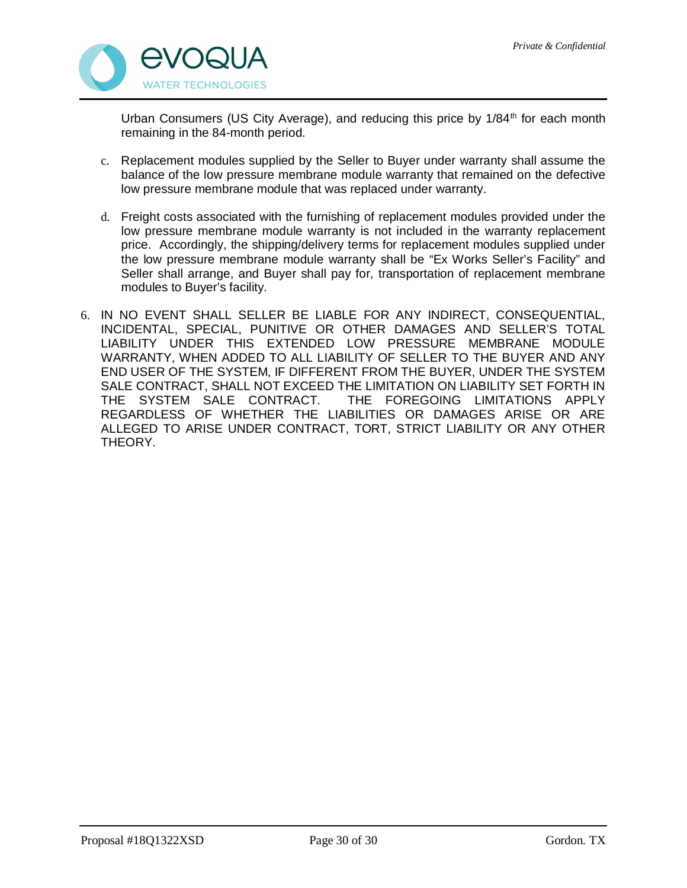Urban Consumers (US City Average), and reducing this price by 1/84th for each month remaining in the 84-month period.

c. Replacement modules supplied by the Seller to Buyer under warranty shall assume the balance of the low pressure membrane module warranty that remained on the defective low pressure membrane module that was replaced under warranty.

d. Freight costs associated with the furnishing of replacement modules provided under the low pressure membrane module warranty is not included in the warranty replacement price. Accordingly, the shipping/delivery terms for replacement modules supplied under the low pressure membrane module warranty shall be "Ex Works Seller's Facility" and Seller shall arrange, and Buyer shall pay for, transportation of replacement membrane modules to Buyer's facility.

6. IN NO EVENT SHALL SELLER BE LIABLE FOR ANY INDIRECT, CONSEQUENTIAL, INCIDENTAL, SPECIAL, PUNITIVE OR OTHER DAMAGES AND SELLER'S TOTAL LIABILITY UNDER THIS EXTENDED LOW PRESSURE MEMBRANE MODULE WARRANTY, WHEN ADDED TO ALL LIABILITY OF SELLER TO THE BUYER AND ANY END USER OF THE SYSTEM, IF DIFFERENT FROM THE BUYER, UNDER THE SYSTEM SALE CONTRACT, SHALL NOT EXCEED THE LIMITATION ON LIABILITY SET FORTH IN THE SYSTEM SALE CONTRACT. THE FOREGOING LIMITATIONS APPLY REGARDLESS OF WHETHER THE LIABILITIES OR DAMAGES ARISE OR ARE ALLEGED TO ARISE UNDER CONTRACT, TORT, STRICT LIABILITY OR ANY OTHER THEORY.